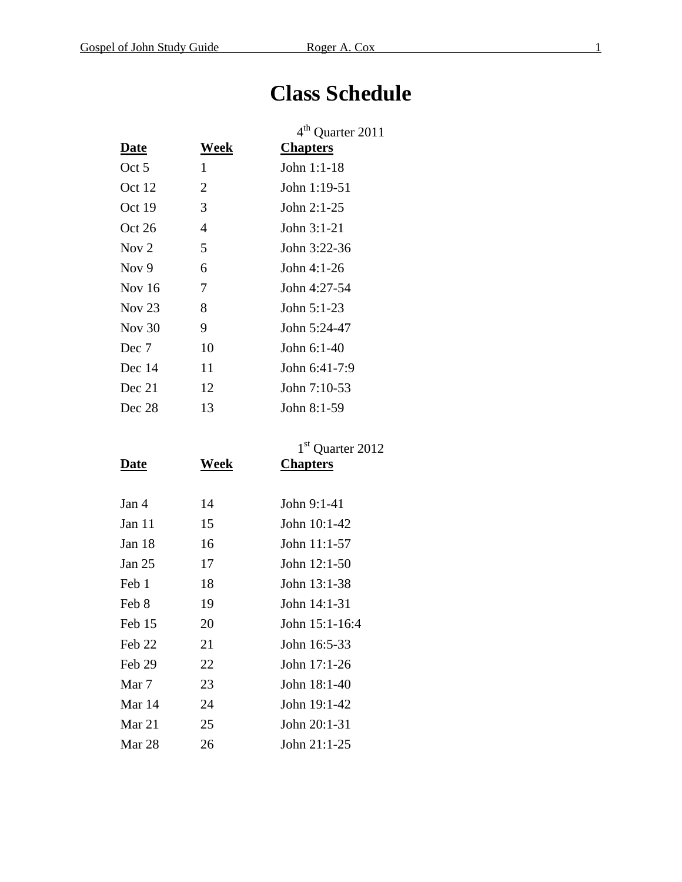# Class Schedule

4th Quarter 2011

| Date | Week | Chapters |
|---|---|---|
| Oct 5 | 1 | John 1:1-18 |
| Oct 12 | 2 | John 1:19-51 |
| Oct 19 | 3 | John 2:1-25 |
| Oct 26 | 4 | John 3:1-21 |
| Nov 2 | 5 | John 3:22-36 |
| Nov 9 | 6 | John 4:1-26 |
| Nov 16 | 7 | John 4:27-54 |
| Nov 23 | 8 | John 5:1-23 |
| Nov 30 | 9 | John 5:24-47 |
| Dec 7 | 10 | John 6:1-40 |
| Dec 14 | 11 | John 6:41-7:9 |
| Dec 21 | 12 | John 7:10-53 |
| Dec 28 | 13 | John 8:1-59 |

1st Quarter 2012

| Date | Week | Chapters |
|---|---|---|
| Jan 4 | 14 | John 9:1-41 |
| Jan 11 | 15 | John 10:1-42 |
| Jan 18 | 16 | John 11:1-57 |
| Jan 25 | 17 | John 12:1-50 |
| Feb 1 | 18 | John 13:1-38 |
| Feb 8 | 19 | John 14:1-31 |
| Feb 15 | 20 | John 15:1-16:4 |
| Feb 22 | 21 | John 16:5-33 |
| Feb 29 | 22 | John 17:1-26 |
| Mar 7 | 23 | John 18:1-40 |
| Mar 14 | 24 | John 19:1-42 |
| Mar 21 | 25 | John 20:1-31 |
| Mar 28 | 26 | John 21:1-25 |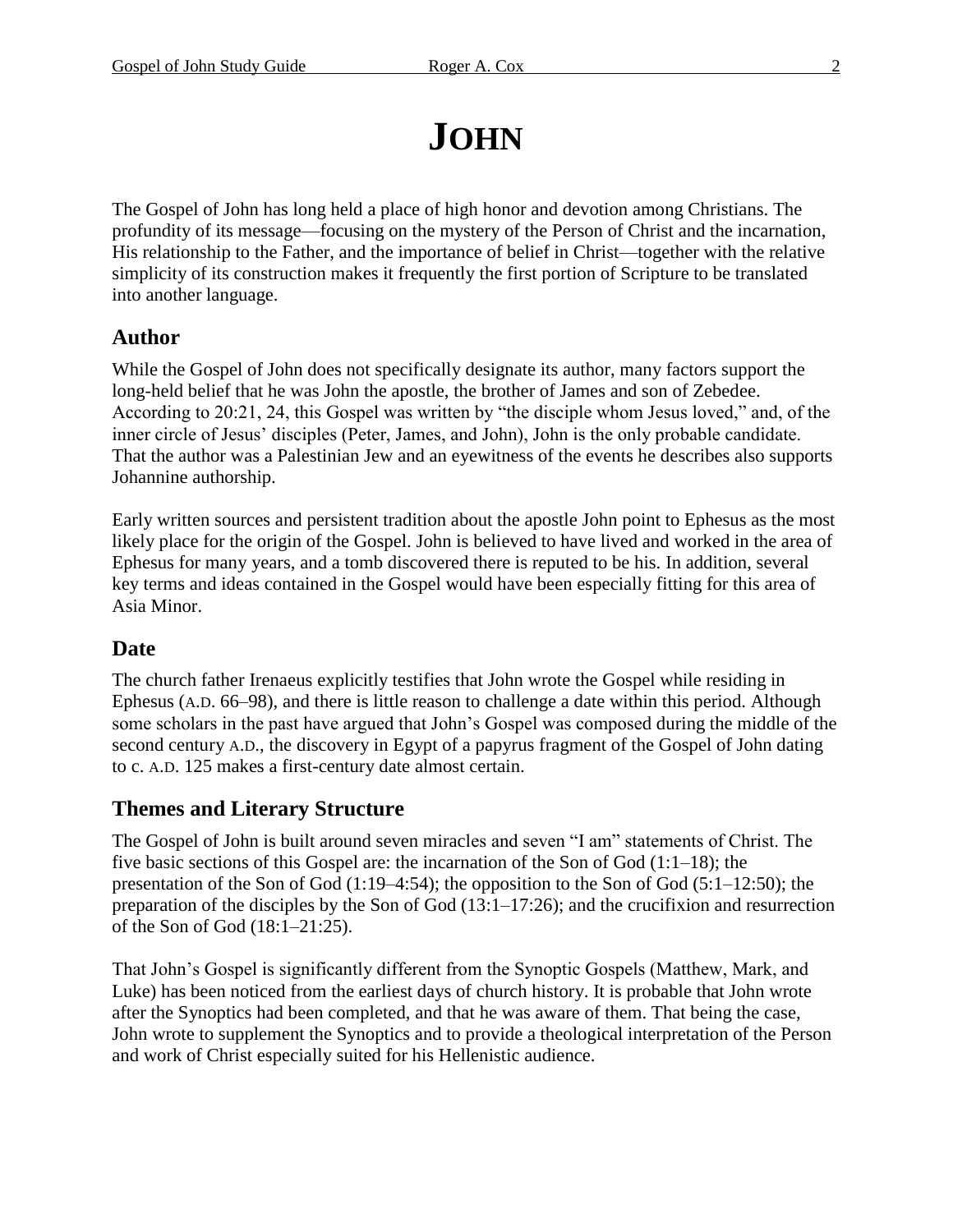# JOHN

The Gospel of John has long held a place of high honor and devotion among Christians. The profundity of its message—focusing on the mystery of the Person of Christ and the incarnation, His relationship to the Father, and the importance of belief in Christ—together with the relative simplicity of its construction makes it frequently the first portion of Scripture to be translated into another language.

## Author

While the Gospel of John does not specifically designate its author, many factors support the long-held belief that he was John the apostle, the brother of James and son of Zebedee. According to 20:21, 24, this Gospel was written by "the disciple whom Jesus loved," and, of the inner circle of Jesus' disciples (Peter, James, and John), John is the only probable candidate. That the author was a Palestinian Jew and an eyewitness of the events he describes also supports Johannine authorship.

Early written sources and persistent tradition about the apostle John point to Ephesus as the most likely place for the origin of the Gospel. John is believed to have lived and worked in the area of Ephesus for many years, and a tomb discovered there is reputed to be his. In addition, several key terms and ideas contained in the Gospel would have been especially fitting for this area of Asia Minor.

## Date

The church father Irenaeus explicitly testifies that John wrote the Gospel while residing in Ephesus (A.D. 66–98), and there is little reason to challenge a date within this period. Although some scholars in the past have argued that John's Gospel was composed during the middle of the second century A.D., the discovery in Egypt of a papyrus fragment of the Gospel of John dating to c. A.D. 125 makes a first-century date almost certain.

## Themes and Literary Structure

The Gospel of John is built around seven miracles and seven "I am" statements of Christ. The five basic sections of this Gospel are: the incarnation of the Son of God (1:1–18); the presentation of the Son of God (1:19–4:54); the opposition to the Son of God (5:1–12:50); the preparation of the disciples by the Son of God (13:1–17:26); and the crucifixion and resurrection of the Son of God (18:1–21:25).

That John's Gospel is significantly different from the Synoptic Gospels (Matthew, Mark, and Luke) has been noticed from the earliest days of church history. It is probable that John wrote after the Synoptics had been completed, and that he was aware of them. That being the case, John wrote to supplement the Synoptics and to provide a theological interpretation of the Person and work of Christ especially suited for his Hellenistic audience.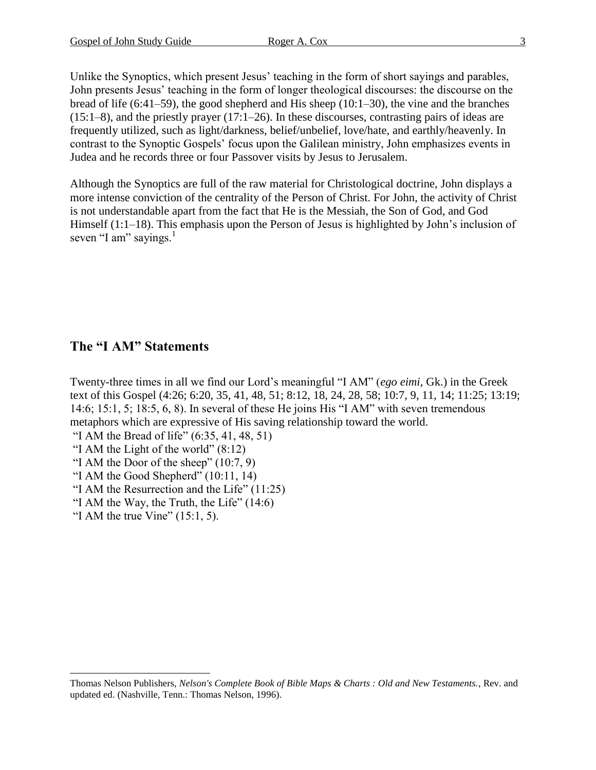Unlike the Synoptics, which present Jesus' teaching in the form of short sayings and parables, John presents Jesus' teaching in the form of longer theological discourses: the discourse on the bread of life (6:41–59), the good shepherd and His sheep (10:1–30), the vine and the branches (15:1–8), and the priestly prayer (17:1–26). In these discourses, contrasting pairs of ideas are frequently utilized, such as light/darkness, belief/unbelief, love/hate, and earthly/heavenly. In contrast to the Synoptic Gospels' focus upon the Galilean ministry, John emphasizes events in Judea and he records three or four Passover visits by Jesus to Jerusalem.

Although the Synoptics are full of the raw material for Christological doctrine, John displays a more intense conviction of the centrality of the Person of Christ. For John, the activity of Christ is not understandable apart from the fact that He is the Messiah, the Son of God, and God Himself (1:1–18). This emphasis upon the Person of Jesus is highlighted by John's inclusion of seven "I am" sayings.[1]

## The "I AM" Statements

Twenty-three times in all we find our Lord's meaningful "I AM" (*ego eimi*, Gk.) in the Greek text of this Gospel (4:26; 6:20, 35, 41, 48, 51; 8:12, 18, 24, 28, 58; 10:7, 9, 11, 14; 11:25; 13:19; 14:6; 15:1, 5; 18:5, 6, 8). In several of these He joins His "I AM" with seven tremendous metaphors which are expressive of His saving relationship toward the world.

"I AM the Bread of life" (6:35, 41, 48, 51)
"I AM the Light of the world" (8:12)
"I AM the Door of the sheep" (10:7, 9)
"I AM the Good Shepherd" (10:11, 14)
"I AM the Resurrection and the Life" (11:25)
"I AM the Way, the Truth, the Life" (14:6)
"I AM the true Vine" (15:1, 5).

---

[1] Thomas Nelson Publishers, *Nelson's Complete Book of Bible Maps & Charts : Old and New Testaments.*, Rev. and updated ed. (Nashville, Tenn.: Thomas Nelson, 1996).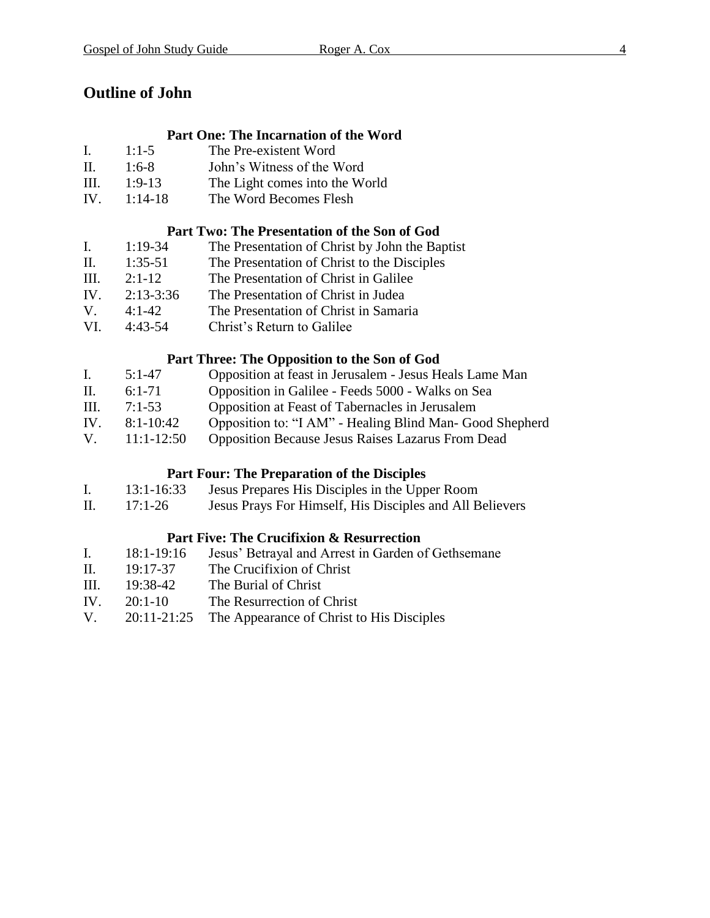## Outline of John

### Part One: The Incarnation of the Word

| | | |
|---|---|---|
| I. | 1:1-5 | The Pre-existent Word |
| II. | 1:6-8 | John's Witness of the Word |
| III. | 1:9-13 | The Light comes into the World |
| IV. | 1:14-18 | The Word Becomes Flesh |

### Part Two: The Presentation of the Son of God

| | | |
|---|---|---|
| I. | 1:19-34 | The Presentation of Christ by John the Baptist |
| II. | 1:35-51 | The Presentation of Christ to the Disciples |
| III. | 2:1-12 | The Presentation of Christ in Galilee |
| IV. | 2:13-3:36 | The Presentation of Christ in Judea |
| V. | 4:1-42 | The Presentation of Christ in Samaria |
| VI. | 4:43-54 | Christ's Return to Galilee |

### Part Three: The Opposition to the Son of God

| | | |
|---|---|---|
| I. | 5:1-47 | Opposition at feast in Jerusalem - Jesus Heals Lame Man |
| II. | 6:1-71 | Opposition in Galilee - Feeds 5000 - Walks on Sea |
| III. | 7:1-53 | Opposition at Feast of Tabernacles in Jerusalem |
| IV. | 8:1-10:42 | Opposition to: "I AM" - Healing Blind Man- Good Shepherd |
| V. | 11:1-12:50 | Opposition Because Jesus Raises Lazarus From Dead |

### Part Four: The Preparation of the Disciples

| | | |
|---|---|---|
| I. | 13:1-16:33 | Jesus Prepares His Disciples in the Upper Room |
| II. | 17:1-26 | Jesus Prays For Himself, His Disciples and All Believers |

### Part Five: The Crucifixion & Resurrection

| | | |
|---|---|---|
| I. | 18:1-19:16 | Jesus' Betrayal and Arrest in Garden of Gethsemane |
| II. | 19:17-37 | The Crucifixion of Christ |
| III. | 19:38-42 | The Burial of Christ |
| IV. | 20:1-10 | The Resurrection of Christ |
| V. | 20:11-21:25 | The Appearance of Christ to His Disciples |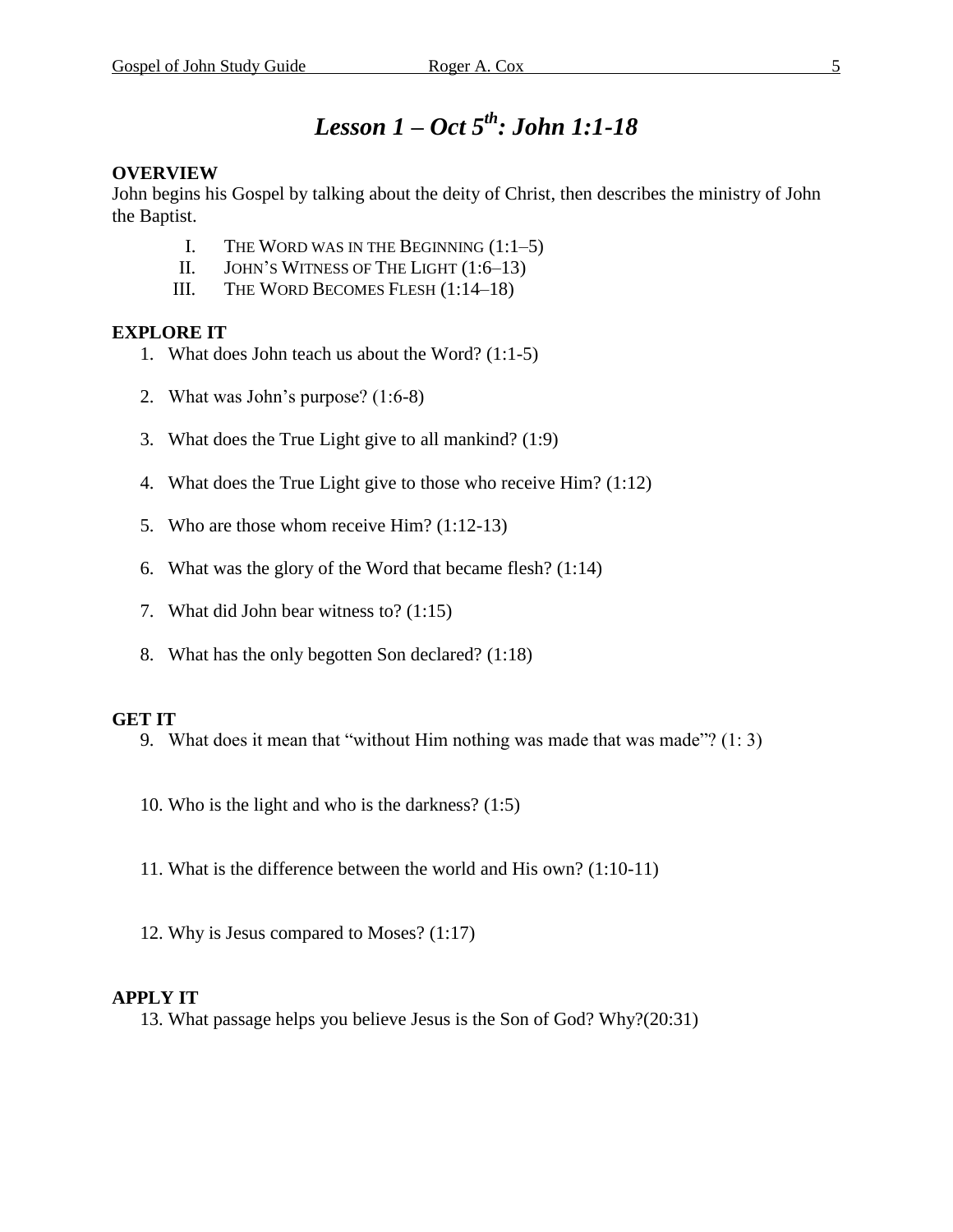# *Lesson 1 – Oct 5th: John 1:1-18*

**OVERVIEW**

John begins his Gospel by talking about the deity of Christ, then describes the ministry of John the Baptist.

I. THE WORD WAS IN THE BEGINNING (1:1–5)
II. JOHN'S WITNESS OF THE LIGHT (1:6–13)
III. THE WORD BECOMES FLESH (1:14–18)

**EXPLORE IT**

1. What does John teach us about the Word? (1:1-5)
2. What was John's purpose? (1:6-8)
3. What does the True Light give to all mankind? (1:9)
4. What does the True Light give to those who receive Him? (1:12)
5. Who are those whom receive Him? (1:12-13)
6. What was the glory of the Word that became flesh? (1:14)
7. What did John bear witness to? (1:15)
8. What has the only begotten Son declared? (1:18)

**GET IT**

9. What does it mean that "without Him nothing was made that was made"? (1: 3)
10. Who is the light and who is the darkness? (1:5)
11. What is the difference between the world and His own? (1:10-11)
12. Why is Jesus compared to Moses? (1:17)

**APPLY IT**

13. What passage helps you believe Jesus is the Son of God? Why?(20:31)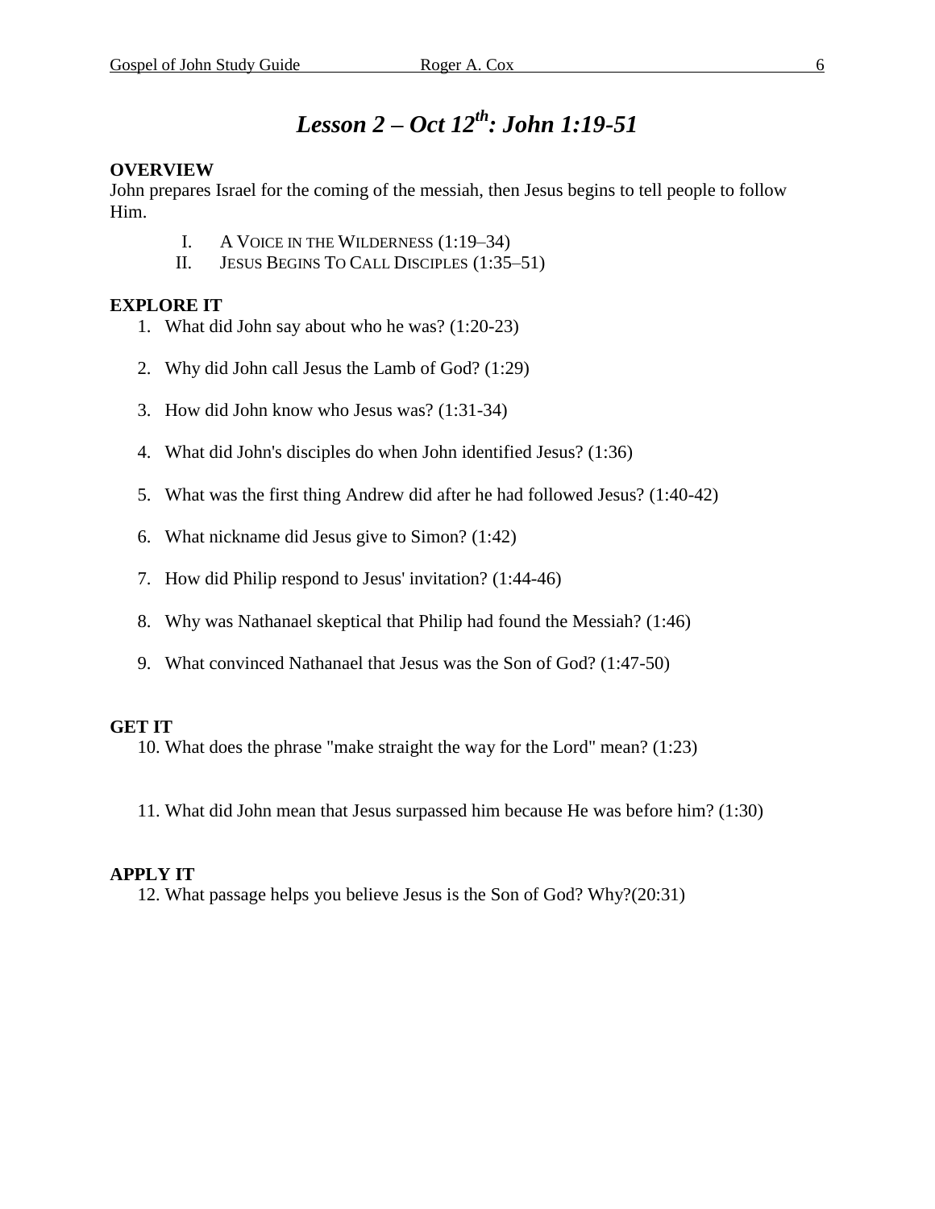# *Lesson 2 – Oct 12th: John 1:19-51*

**OVERVIEW**
John prepares Israel for the coming of the messiah, then Jesus begins to tell people to follow Him.

I. A VOICE IN THE WILDERNESS (1:19–34)
II. JESUS BEGINS TO CALL DISCIPLES (1:35–51)

**EXPLORE IT**

1. What did John say about who he was? (1:20-23)
2. Why did John call Jesus the Lamb of God? (1:29)
3. How did John know who Jesus was? (1:31-34)
4. What did John's disciples do when John identified Jesus? (1:36)
5. What was the first thing Andrew did after he had followed Jesus? (1:40-42)
6. What nickname did Jesus give to Simon? (1:42)
7. How did Philip respond to Jesus' invitation? (1:44-46)
8. Why was Nathanael skeptical that Philip had found the Messiah? (1:46)
9. What convinced Nathanael that Jesus was the Son of God? (1:47-50)

**GET IT**

10. What does the phrase "make straight the way for the Lord" mean? (1:23)
11. What did John mean that Jesus surpassed him because He was before him? (1:30)

**APPLY IT**

12. What passage helps you believe Jesus is the Son of God? Why?(20:31)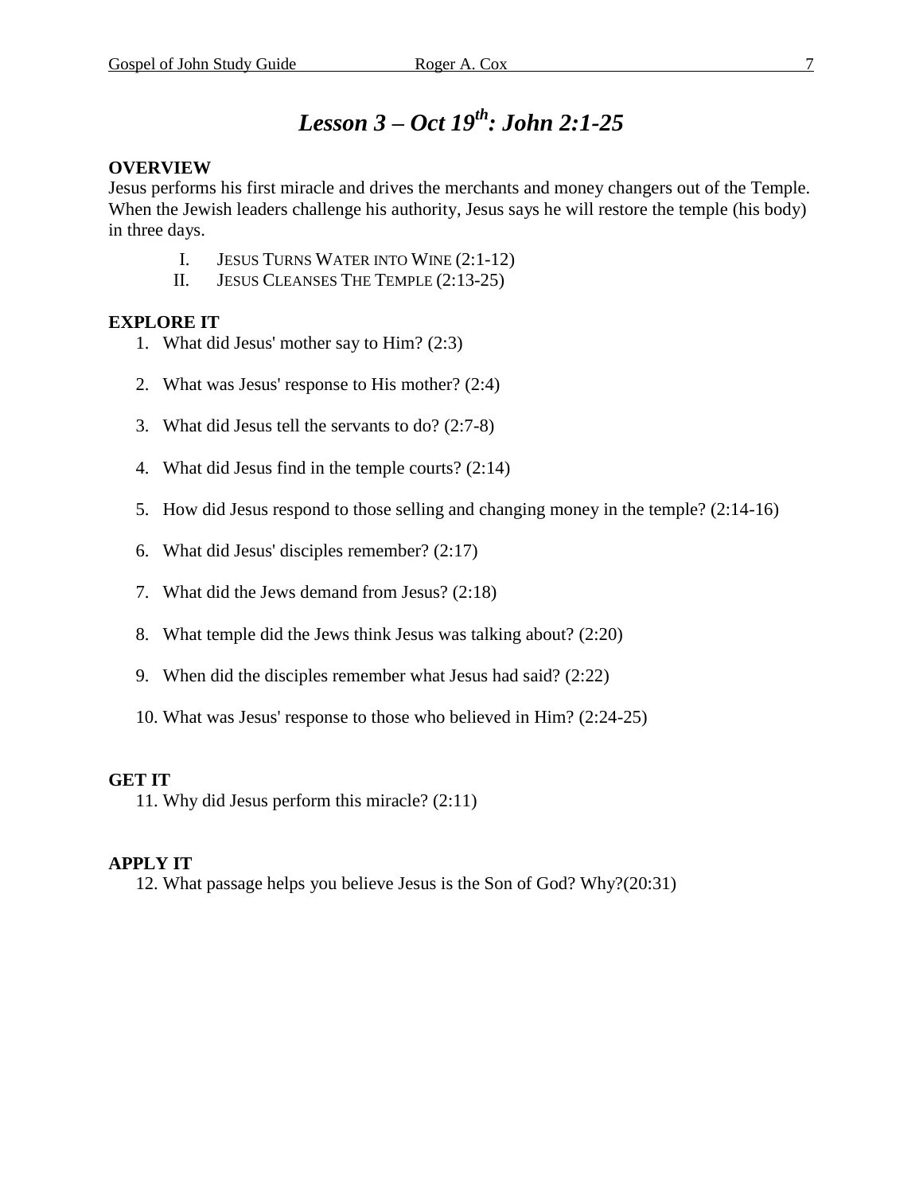# *Lesson 3 – Oct 19th: John 2:1-25*

**OVERVIEW**

Jesus performs his first miracle and drives the merchants and money changers out of the Temple. When the Jewish leaders challenge his authority, Jesus says he will restore the temple (his body) in three days.

I. JESUS TURNS WATER INTO WINE (2:1-12)
II. JESUS CLEANSES THE TEMPLE (2:13-25)

**EXPLORE IT**

1. What did Jesus' mother say to Him? (2:3)
2. What was Jesus' response to His mother? (2:4)
3. What did Jesus tell the servants to do? (2:7-8)
4. What did Jesus find in the temple courts? (2:14)
5. How did Jesus respond to those selling and changing money in the temple? (2:14-16)
6. What did Jesus' disciples remember? (2:17)
7. What did the Jews demand from Jesus? (2:18)
8. What temple did the Jews think Jesus was talking about? (2:20)
9. When did the disciples remember what Jesus had said? (2:22)
10. What was Jesus' response to those who believed in Him? (2:24-25)

**GET IT**

11. Why did Jesus perform this miracle? (2:11)

**APPLY IT**

12. What passage helps you believe Jesus is the Son of God? Why?(20:31)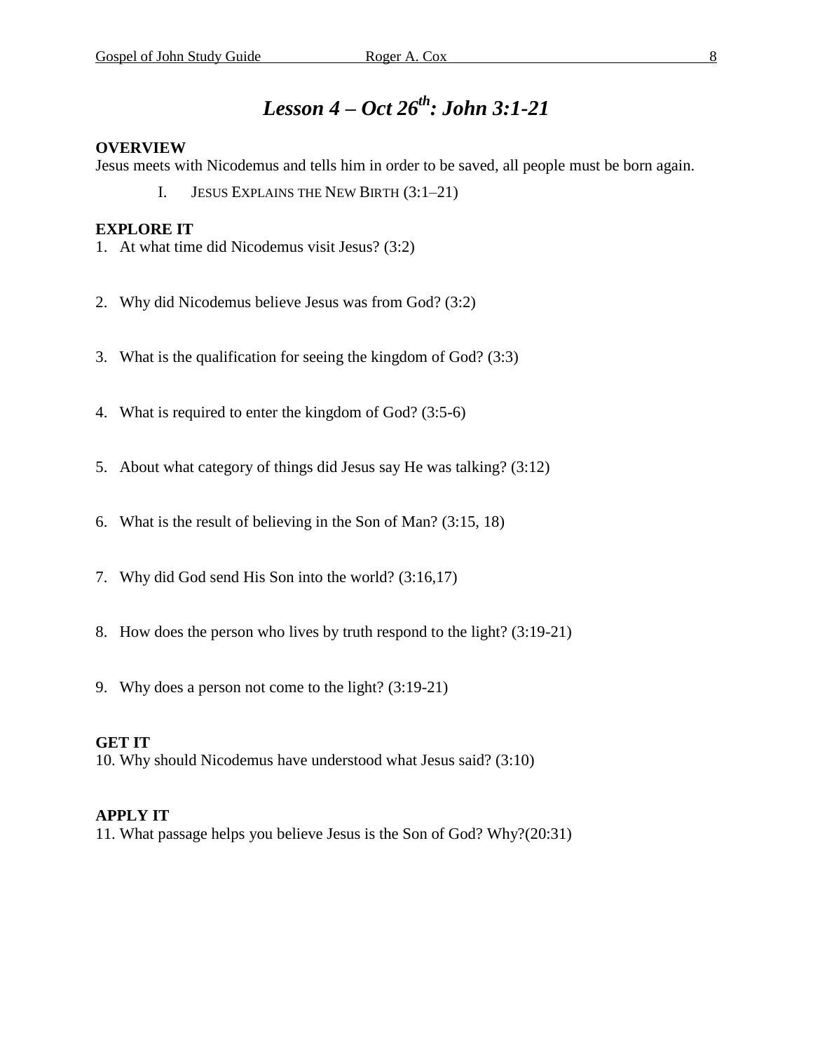# *Lesson 4 – Oct 26th: John 3:1-21*

**OVERVIEW**

Jesus meets with Nicodemus and tells him in order to be saved, all people must be born again.

I. JESUS EXPLAINS THE NEW BIRTH (3:1–21)

**EXPLORE IT**

1. At what time did Nicodemus visit Jesus? (3:2)

2. Why did Nicodemus believe Jesus was from God? (3:2)

3. What is the qualification for seeing the kingdom of God? (3:3)

4. What is required to enter the kingdom of God? (3:5-6)

5. About what category of things did Jesus say He was talking? (3:12)

6. What is the result of believing in the Son of Man? (3:15, 18)

7. Why did God send His Son into the world? (3:16,17)

8. How does the person who lives by truth respond to the light? (3:19-21)

9. Why does a person not come to the light? (3:19-21)

**GET IT**

10. Why should Nicodemus have understood what Jesus said? (3:10)

**APPLY IT**

11. What passage helps you believe Jesus is the Son of God? Why?(20:31)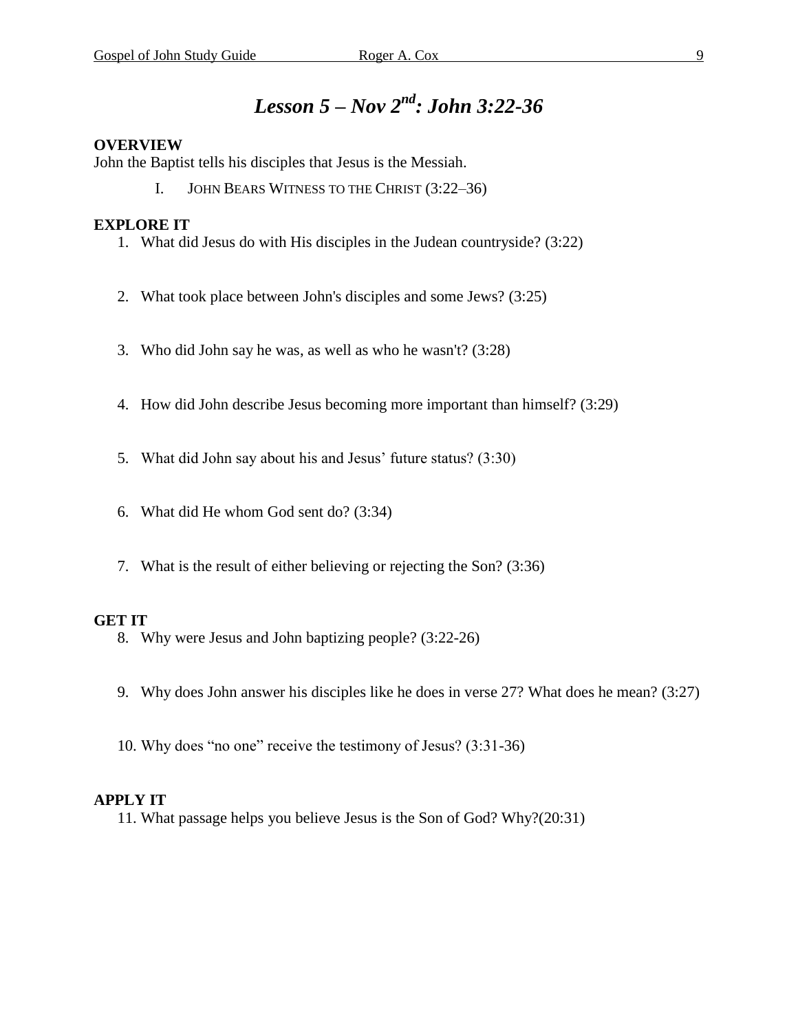# *Lesson 5 – Nov 2nd: John 3:22-36*

**OVERVIEW**
John the Baptist tells his disciples that Jesus is the Messiah.

I. JOHN BEARS WITNESS TO THE CHRIST (3:22–36)

**EXPLORE IT**

1. What did Jesus do with His disciples in the Judean countryside? (3:22)

2. What took place between John's disciples and some Jews? (3:25)

3. Who did John say he was, as well as who he wasn't? (3:28)

4. How did John describe Jesus becoming more important than himself? (3:29)

5. What did John say about his and Jesus' future status? (3:30)

6. What did He whom God sent do? (3:34)

7. What is the result of either believing or rejecting the Son? (3:36)

**GET IT**

8. Why were Jesus and John baptizing people? (3:22-26)

9. Why does John answer his disciples like he does in verse 27? What does he mean? (3:27)

10. Why does "no one" receive the testimony of Jesus? (3:31-36)

**APPLY IT**

11. What passage helps you believe Jesus is the Son of God? Why?(20:31)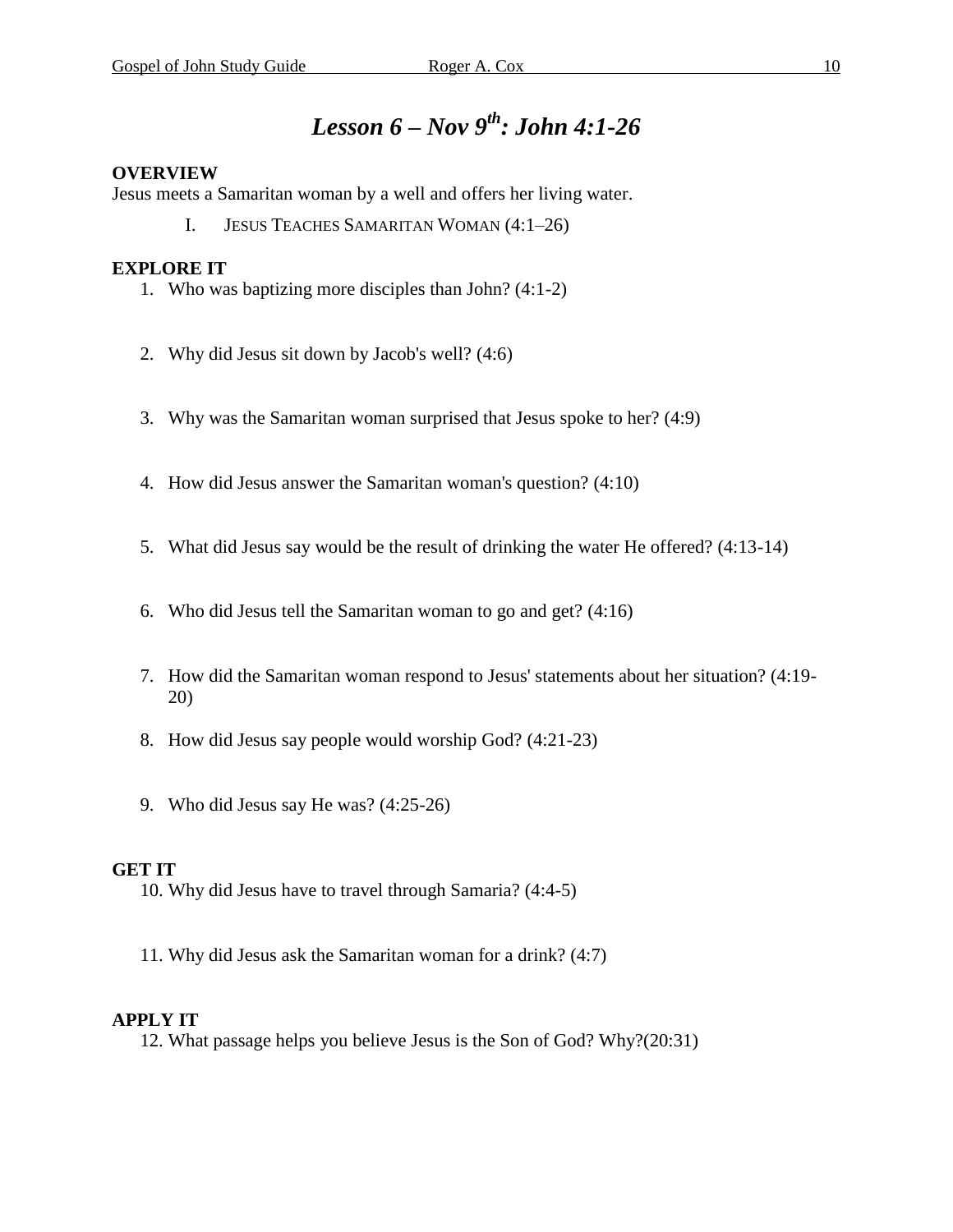# *Lesson 6 – Nov 9th: John 4:1-26*

**OVERVIEW**

Jesus meets a Samaritan woman by a well and offers her living water.

I. JESUS TEACHES SAMARITAN WOMAN (4:1–26)

**EXPLORE IT**

1. Who was baptizing more disciples than John? (4:1-2)
2. Why did Jesus sit down by Jacob's well? (4:6)
3. Why was the Samaritan woman surprised that Jesus spoke to her? (4:9)
4. How did Jesus answer the Samaritan woman's question? (4:10)
5. What did Jesus say would be the result of drinking the water He offered? (4:13-14)
6. Who did Jesus tell the Samaritan woman to go and get? (4:16)
7. How did the Samaritan woman respond to Jesus' statements about her situation? (4:19-20)
8. How did Jesus say people would worship God? (4:21-23)
9. Who did Jesus say He was? (4:25-26)

**GET IT**

10. Why did Jesus have to travel through Samaria? (4:4-5)
11. Why did Jesus ask the Samaritan woman for a drink? (4:7)

**APPLY IT**

12. What passage helps you believe Jesus is the Son of God? Why?(20:31)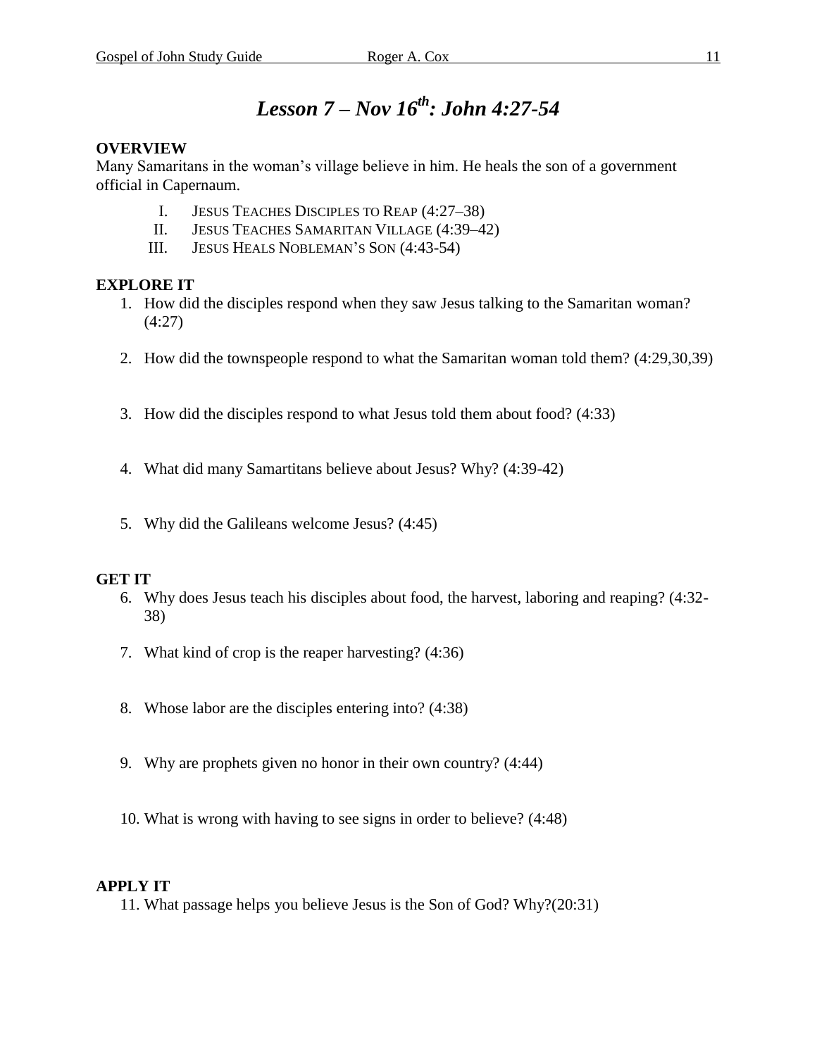# *Lesson 7 – Nov 16th: John 4:27-54*

**OVERVIEW**

Many Samaritans in the woman's village believe in him. He heals the son of a government official in Capernaum.

I. JESUS TEACHES DISCIPLES TO REAP (4:27–38)
II. JESUS TEACHES SAMARITAN VILLAGE (4:39–42)
III. JESUS HEALS NOBLEMAN'S SON (4:43-54)

**EXPLORE IT**

1. How did the disciples respond when they saw Jesus talking to the Samaritan woman? (4:27)
2. How did the townspeople respond to what the Samaritan woman told them? (4:29,30,39)
3. How did the disciples respond to what Jesus told them about food? (4:33)
4. What did many Samartitans believe about Jesus? Why? (4:39-42)
5. Why did the Galileans welcome Jesus? (4:45)

**GET IT**

6. Why does Jesus teach his disciples about food, the harvest, laboring and reaping? (4:32-38)
7. What kind of crop is the reaper harvesting? (4:36)
8. Whose labor are the disciples entering into? (4:38)
9. Why are prophets given no honor in their own country? (4:44)
10. What is wrong with having to see signs in order to believe? (4:48)

**APPLY IT**

11. What passage helps you believe Jesus is the Son of God? Why?(20:31)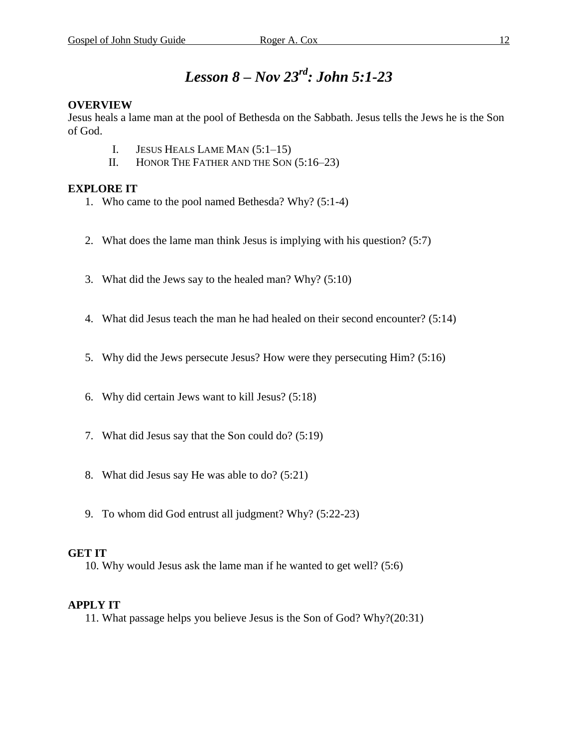# *Lesson 8 – Nov 23rd: John 5:1-23*

**OVERVIEW**

Jesus heals a lame man at the pool of Bethesda on the Sabbath. Jesus tells the Jews he is the Son of God.

I. JESUS HEALS LAME MAN (5:1–15)
II. HONOR THE FATHER AND THE SON (5:16–23)

**EXPLORE IT**

1. Who came to the pool named Bethesda? Why? (5:1-4)
2. What does the lame man think Jesus is implying with his question? (5:7)
3. What did the Jews say to the healed man? Why? (5:10)
4. What did Jesus teach the man he had healed on their second encounter? (5:14)
5. Why did the Jews persecute Jesus? How were they persecuting Him? (5:16)
6. Why did certain Jews want to kill Jesus? (5:18)
7. What did Jesus say that the Son could do? (5:19)
8. What did Jesus say He was able to do? (5:21)
9. To whom did God entrust all judgment? Why? (5:22-23)

**GET IT**

10. Why would Jesus ask the lame man if he wanted to get well? (5:6)

**APPLY IT**

11. What passage helps you believe Jesus is the Son of God? Why?(20:31)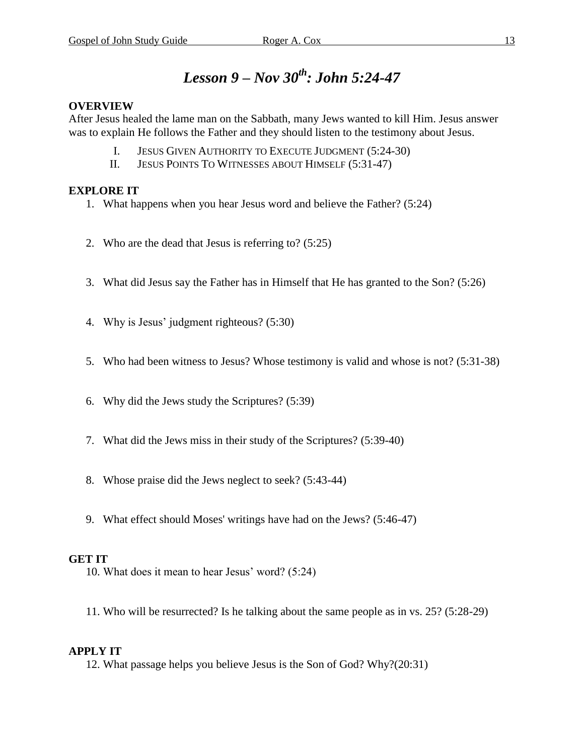# *Lesson 9 – Nov 30th: John 5:24-47*

**OVERVIEW**

After Jesus healed the lame man on the Sabbath, many Jews wanted to kill Him. Jesus answer was to explain He follows the Father and they should listen to the testimony about Jesus.

I. JESUS GIVEN AUTHORITY TO EXECUTE JUDGMENT (5:24-30)
II. JESUS POINTS TO WITNESSES ABOUT HIMSELF (5:31-47)

**EXPLORE IT**

1. What happens when you hear Jesus word and believe the Father? (5:24)

2. Who are the dead that Jesus is referring to? (5:25)

3. What did Jesus say the Father has in Himself that He has granted to the Son? (5:26)

4. Why is Jesus' judgment righteous? (5:30)

5. Who had been witness to Jesus? Whose testimony is valid and whose is not? (5:31-38)

6. Why did the Jews study the Scriptures? (5:39)

7. What did the Jews miss in their study of the Scriptures? (5:39-40)

8. Whose praise did the Jews neglect to seek? (5:43-44)

9. What effect should Moses' writings have had on the Jews? (5:46-47)

**GET IT**

10. What does it mean to hear Jesus' word? (5:24)

11. Who will be resurrected? Is he talking about the same people as in vs. 25? (5:28-29)

**APPLY IT**

12. What passage helps you believe Jesus is the Son of God? Why?(20:31)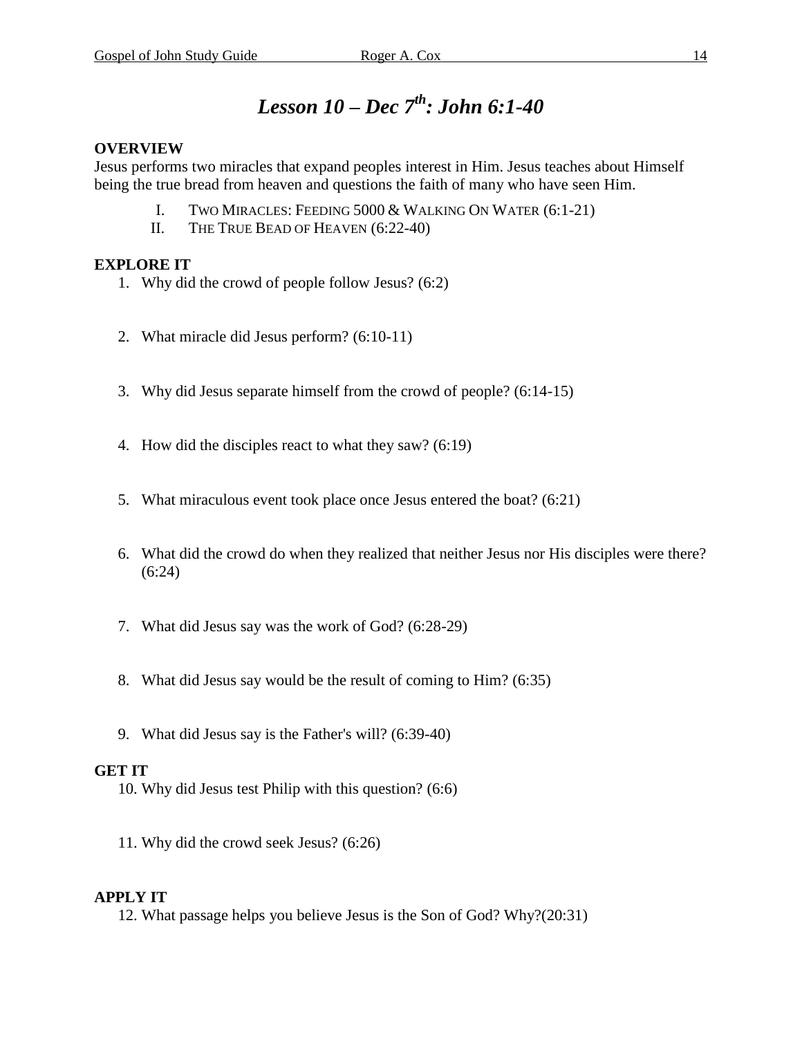# *Lesson 10 – Dec 7th: John 6:1-40*

**OVERVIEW**

Jesus performs two miracles that expand peoples interest in Him. Jesus teaches about Himself being the true bread from heaven and questions the faith of many who have seen Him.

I. TWO MIRACLES: FEEDING 5000 & WALKING ON WATER (6:1-21)
II. THE TRUE BEAD OF HEAVEN (6:22-40)

**EXPLORE IT**

1. Why did the crowd of people follow Jesus? (6:2)
2. What miracle did Jesus perform? (6:10-11)
3. Why did Jesus separate himself from the crowd of people? (6:14-15)
4. How did the disciples react to what they saw? (6:19)
5. What miraculous event took place once Jesus entered the boat? (6:21)
6. What did the crowd do when they realized that neither Jesus nor His disciples were there? (6:24)
7. What did Jesus say was the work of God? (6:28-29)
8. What did Jesus say would be the result of coming to Him? (6:35)
9. What did Jesus say is the Father's will? (6:39-40)

**GET IT**

10. Why did Jesus test Philip with this question? (6:6)
11. Why did the crowd seek Jesus? (6:26)

**APPLY IT**

12. What passage helps you believe Jesus is the Son of God? Why?(20:31)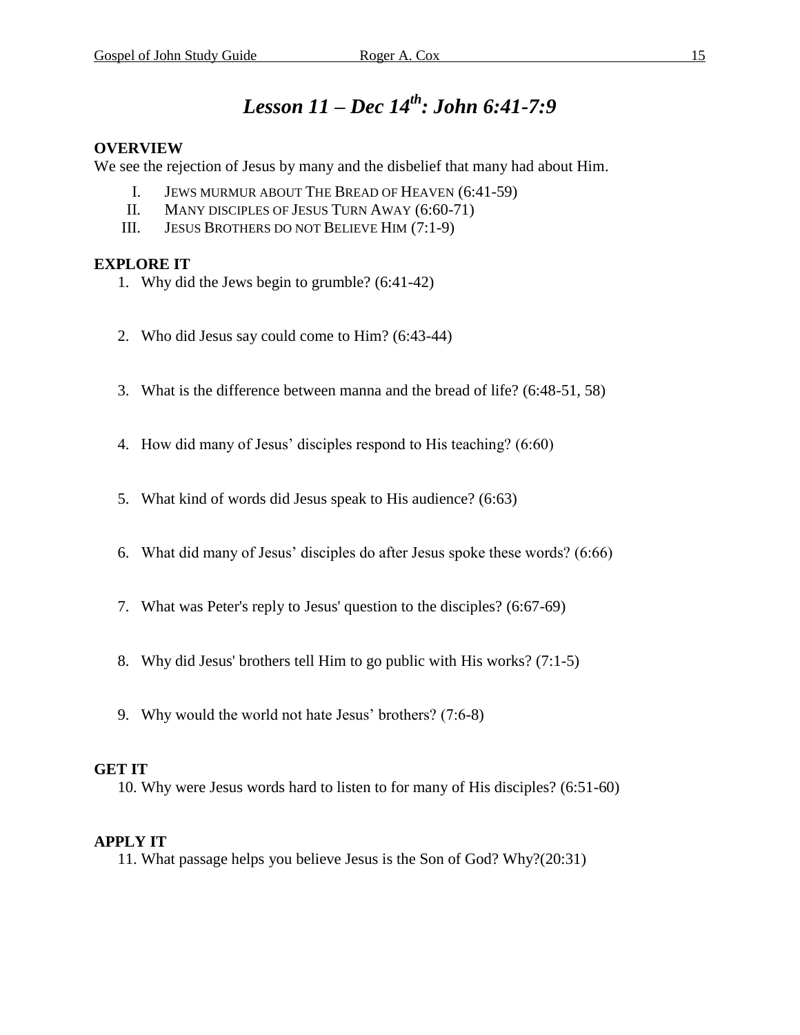# *Lesson 11 – Dec 14th: John 6:41-7:9*

**OVERVIEW**

We see the rejection of Jesus by many and the disbelief that many had about Him.

I. Jews murmur about The Bread of Heaven (6:41-59)
II. Many disciples of Jesus Turn Away (6:60-71)
III. Jesus Brothers do not Believe Him (7:1-9)

**EXPLORE IT**

1. Why did the Jews begin to grumble? (6:41-42)
2. Who did Jesus say could come to Him? (6:43-44)
3. What is the difference between manna and the bread of life? (6:48-51, 58)
4. How did many of Jesus' disciples respond to His teaching? (6:60)
5. What kind of words did Jesus speak to His audience? (6:63)
6. What did many of Jesus' disciples do after Jesus spoke these words? (6:66)
7. What was Peter's reply to Jesus' question to the disciples? (6:67-69)
8. Why did Jesus' brothers tell Him to go public with His works? (7:1-5)
9. Why would the world not hate Jesus' brothers? (7:6-8)

**GET IT**

10. Why were Jesus words hard to listen to for many of His disciples? (6:51-60)

**APPLY IT**

11. What passage helps you believe Jesus is the Son of God? Why?(20:31)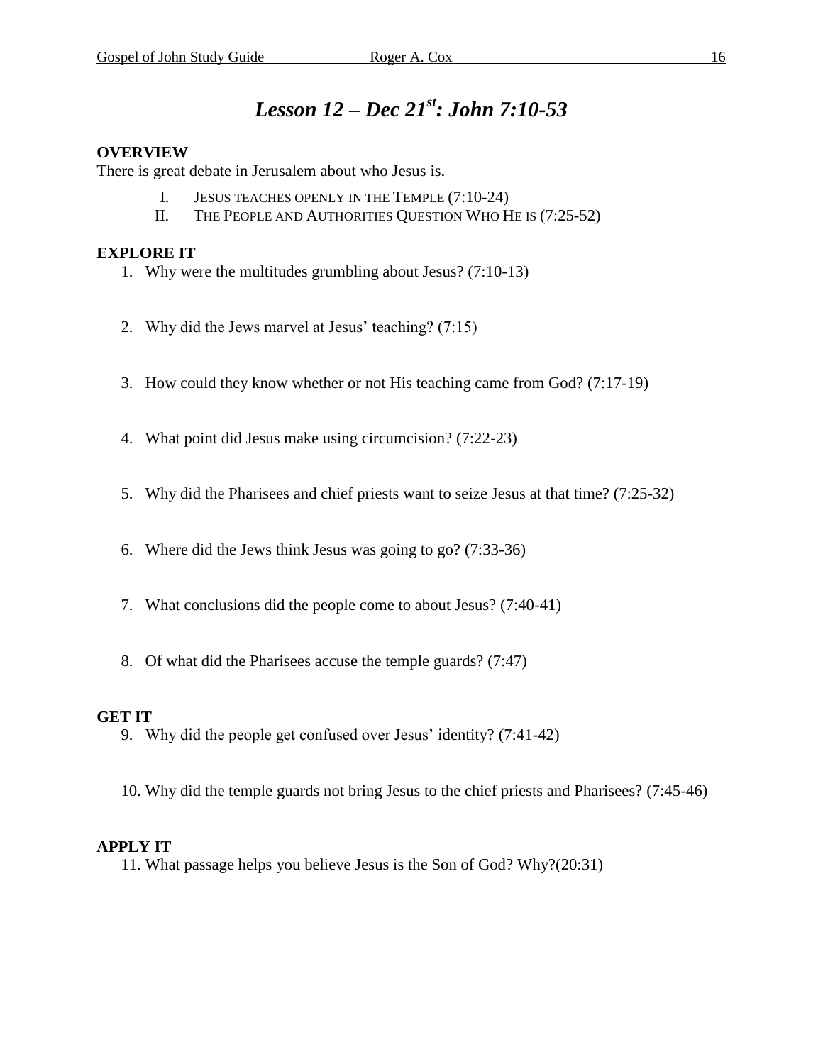# *Lesson 12 – Dec 21st: John 7:10-53*

**OVERVIEW**

There is great debate in Jerusalem about who Jesus is.

I. JESUS TEACHES OPENLY IN THE TEMPLE (7:10-24)
II. THE PEOPLE AND AUTHORITIES QUESTION WHO HE IS (7:25-52)

**EXPLORE IT**

1. Why were the multitudes grumbling about Jesus? (7:10-13)
2. Why did the Jews marvel at Jesus' teaching? (7:15)
3. How could they know whether or not His teaching came from God? (7:17-19)
4. What point did Jesus make using circumcision? (7:22-23)
5. Why did the Pharisees and chief priests want to seize Jesus at that time? (7:25-32)
6. Where did the Jews think Jesus was going to go? (7:33-36)
7. What conclusions did the people come to about Jesus? (7:40-41)
8. Of what did the Pharisees accuse the temple guards? (7:47)

**GET IT**

9. Why did the people get confused over Jesus' identity? (7:41-42)
10. Why did the temple guards not bring Jesus to the chief priests and Pharisees? (7:45-46)

**APPLY IT**

11. What passage helps you believe Jesus is the Son of God? Why?(20:31)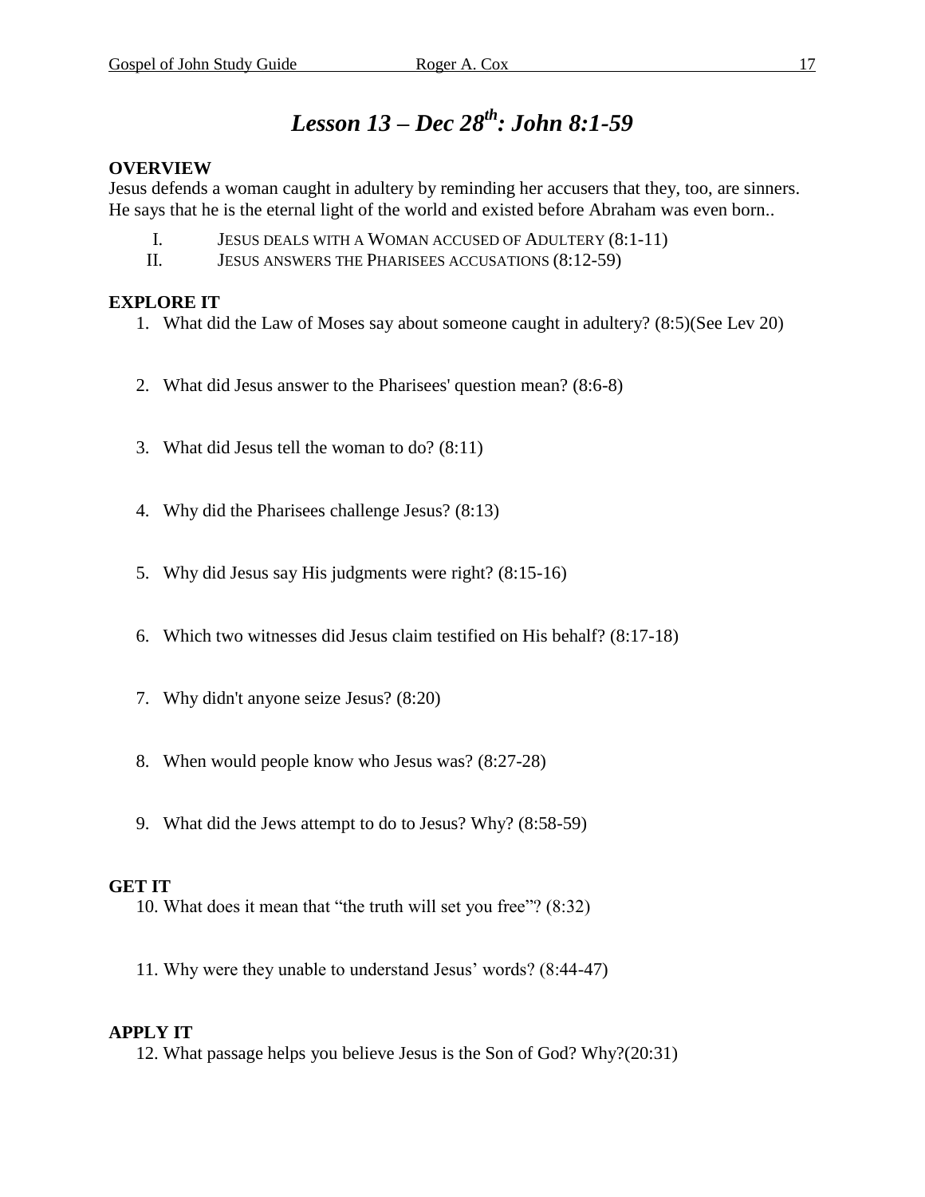# *Lesson 13 – Dec 28th: John 8:1-59*

**OVERVIEW**

Jesus defends a woman caught in adultery by reminding her accusers that they, too, are sinners. He says that he is the eternal light of the world and existed before Abraham was even born..

I. JESUS DEALS WITH A WOMAN ACCUSED OF ADULTERY (8:1-11)
II. JESUS ANSWERS THE PHARISEES ACCUSATIONS (8:12-59)

**EXPLORE IT**

1. What did the Law of Moses say about someone caught in adultery? (8:5)(See Lev 20)
2. What did Jesus answer to the Pharisees' question mean? (8:6-8)
3. What did Jesus tell the woman to do? (8:11)
4. Why did the Pharisees challenge Jesus? (8:13)
5. Why did Jesus say His judgments were right? (8:15-16)
6. Which two witnesses did Jesus claim testified on His behalf? (8:17-18)
7. Why didn't anyone seize Jesus? (8:20)
8. When would people know who Jesus was? (8:27-28)
9. What did the Jews attempt to do to Jesus? Why? (8:58-59)

**GET IT**

10. What does it mean that "the truth will set you free"? (8:32)
11. Why were they unable to understand Jesus' words? (8:44-47)

**APPLY IT**

12. What passage helps you believe Jesus is the Son of God? Why?(20:31)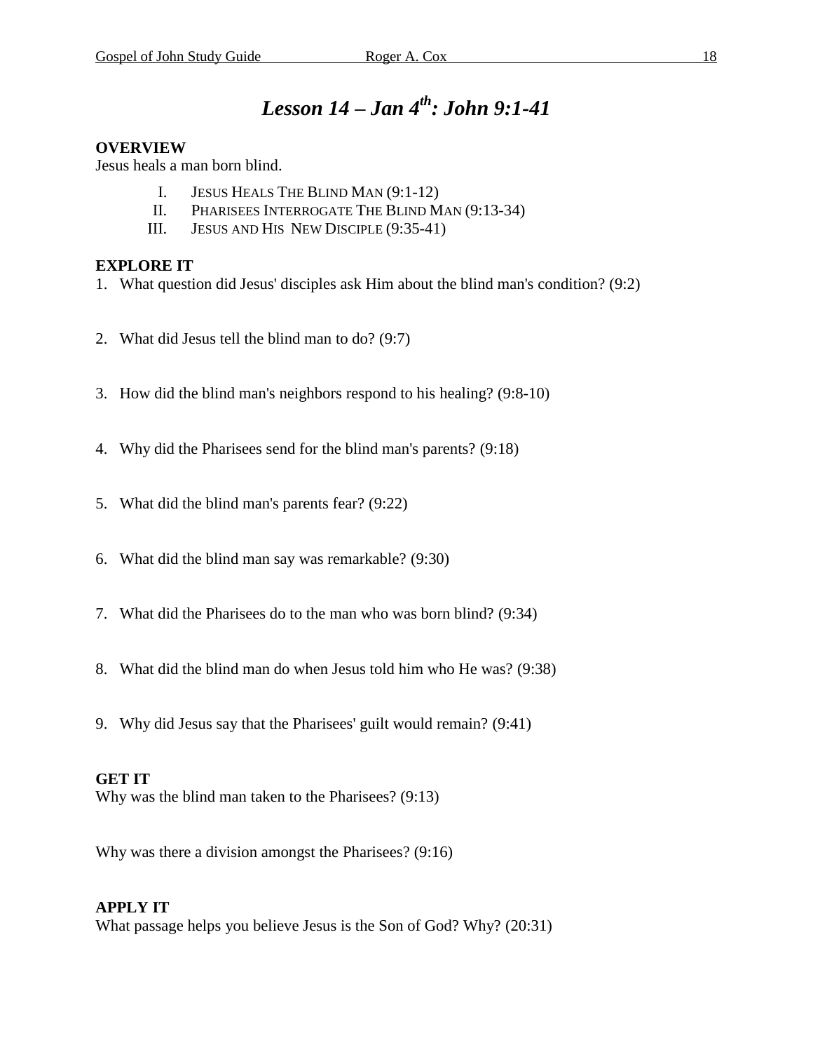# *Lesson 14 – Jan 4th: John 9:1-41*

**OVERVIEW**
Jesus heals a man born blind.

I. JESUS HEALS THE BLIND MAN (9:1-12)
II. PHARISEES INTERROGATE THE BLIND MAN (9:13-34)
III. JESUS AND HIS NEW DISCIPLE (9:35-41)

**EXPLORE IT**

1. What question did Jesus' disciples ask Him about the blind man's condition? (9:2)
2. What did Jesus tell the blind man to do? (9:7)
3. How did the blind man's neighbors respond to his healing? (9:8-10)
4. Why did the Pharisees send for the blind man's parents? (9:18)
5. What did the blind man's parents fear? (9:22)
6. What did the blind man say was remarkable? (9:30)
7. What did the Pharisees do to the man who was born blind? (9:34)
8. What did the blind man do when Jesus told him who He was? (9:38)
9. Why did Jesus say that the Pharisees' guilt would remain? (9:41)

**GET IT**

Why was the blind man taken to the Pharisees? (9:13)

Why was there a division amongst the Pharisees? (9:16)

**APPLY IT**

What passage helps you believe Jesus is the Son of God? Why? (20:31)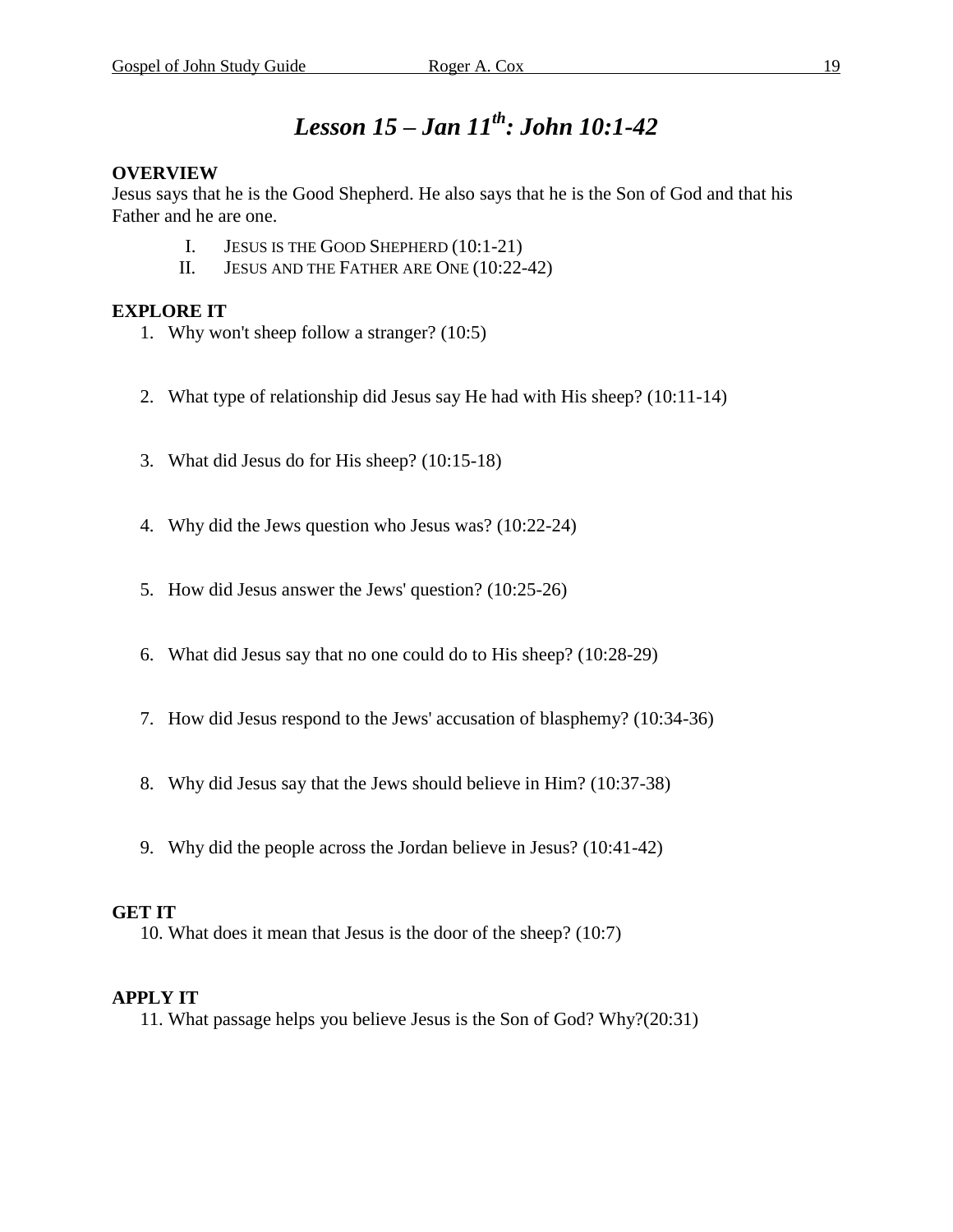# *Lesson 15 – Jan 11th: John 10:1-42*

**OVERVIEW**

Jesus says that he is the Good Shepherd. He also says that he is the Son of God and that his Father and he are one.

I. JESUS IS THE GOOD SHEPHERD (10:1-21)
II. JESUS AND THE FATHER ARE ONE (10:22-42)

**EXPLORE IT**

1. Why won't sheep follow a stranger? (10:5)
2. What type of relationship did Jesus say He had with His sheep? (10:11-14)
3. What did Jesus do for His sheep? (10:15-18)
4. Why did the Jews question who Jesus was? (10:22-24)
5. How did Jesus answer the Jews' question? (10:25-26)
6. What did Jesus say that no one could do to His sheep? (10:28-29)
7. How did Jesus respond to the Jews' accusation of blasphemy? (10:34-36)
8. Why did Jesus say that the Jews should believe in Him? (10:37-38)
9. Why did the people across the Jordan believe in Jesus? (10:41-42)

**GET IT**

10. What does it mean that Jesus is the door of the sheep? (10:7)

**APPLY IT**

11. What passage helps you believe Jesus is the Son of God? Why?(20:31)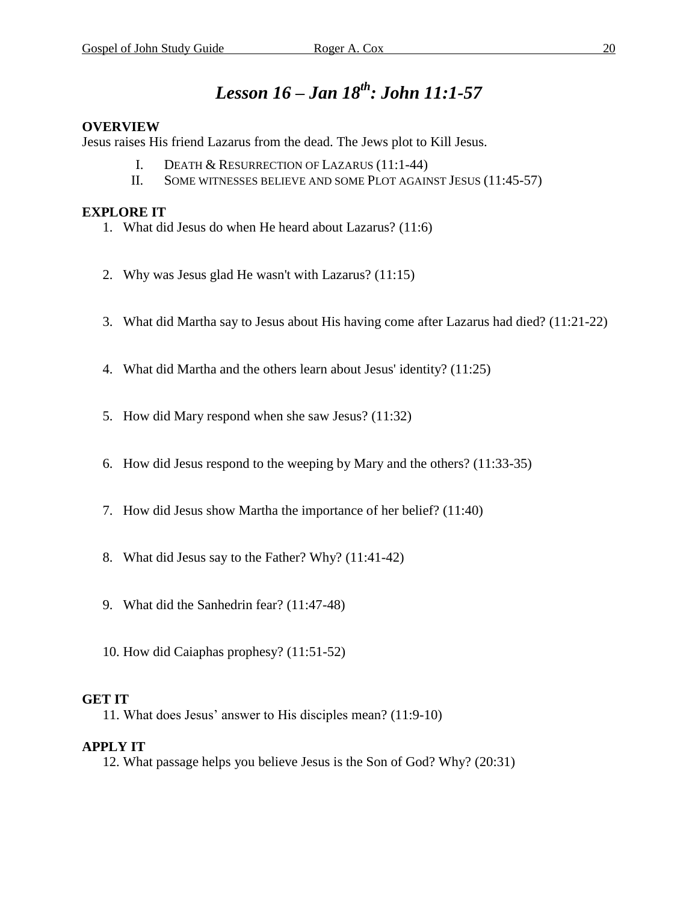# *Lesson 16 – Jan 18th: John 11:1-57*

**OVERVIEW**

Jesus raises His friend Lazarus from the dead. The Jews plot to Kill Jesus.

I. DEATH & RESURRECTION OF LAZARUS (11:1-44)
II. SOME WITNESSES BELIEVE AND SOME PLOT AGAINST JESUS (11:45-57)

**EXPLORE IT**

1. What did Jesus do when He heard about Lazarus? (11:6)
2. Why was Jesus glad He wasn't with Lazarus? (11:15)
3. What did Martha say to Jesus about His having come after Lazarus had died? (11:21-22)
4. What did Martha and the others learn about Jesus' identity? (11:25)
5. How did Mary respond when she saw Jesus? (11:32)
6. How did Jesus respond to the weeping by Mary and the others? (11:33-35)
7. How did Jesus show Martha the importance of her belief? (11:40)
8. What did Jesus say to the Father? Why? (11:41-42)
9. What did the Sanhedrin fear? (11:47-48)
10. How did Caiaphas prophesy? (11:51-52)

**GET IT**

11. What does Jesus' answer to His disciples mean? (11:9-10)

**APPLY IT**

12. What passage helps you believe Jesus is the Son of God? Why? (20:31)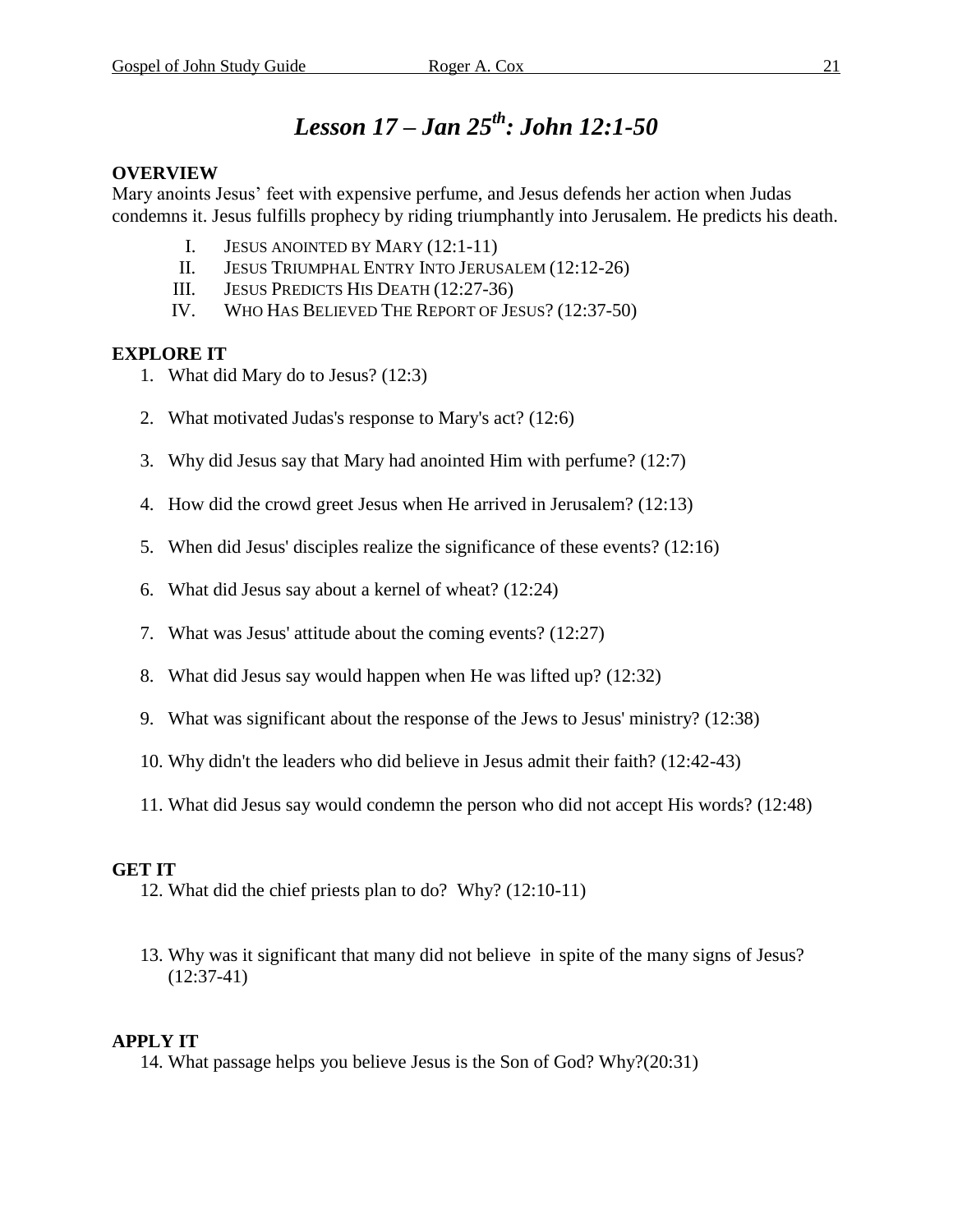# *Lesson 17 – Jan 25th: John 12:1-50*

**OVERVIEW**

Mary anoints Jesus' feet with expensive perfume, and Jesus defends her action when Judas condemns it. Jesus fulfills prophecy by riding triumphantly into Jerusalem. He predicts his death.

I. JESUS ANOINTED BY MARY (12:1-11)
II. JESUS TRIUMPHAL ENTRY INTO JERUSALEM (12:12-26)
III. JESUS PREDICTS HIS DEATH (12:27-36)
IV. WHO HAS BELIEVED THE REPORT OF JESUS? (12:37-50)

**EXPLORE IT**

1. What did Mary do to Jesus? (12:3)
2. What motivated Judas's response to Mary's act? (12:6)
3. Why did Jesus say that Mary had anointed Him with perfume? (12:7)
4. How did the crowd greet Jesus when He arrived in Jerusalem? (12:13)
5. When did Jesus' disciples realize the significance of these events? (12:16)
6. What did Jesus say about a kernel of wheat? (12:24)
7. What was Jesus' attitude about the coming events? (12:27)
8. What did Jesus say would happen when He was lifted up? (12:32)
9. What was significant about the response of the Jews to Jesus' ministry? (12:38)
10. Why didn't the leaders who did believe in Jesus admit their faith? (12:42-43)
11. What did Jesus say would condemn the person who did not accept His words? (12:48)

**GET IT**

12. What did the chief priests plan to do? Why? (12:10-11)
13. Why was it significant that many did not believe in spite of the many signs of Jesus? (12:37-41)

**APPLY IT**

14. What passage helps you believe Jesus is the Son of God? Why?(20:31)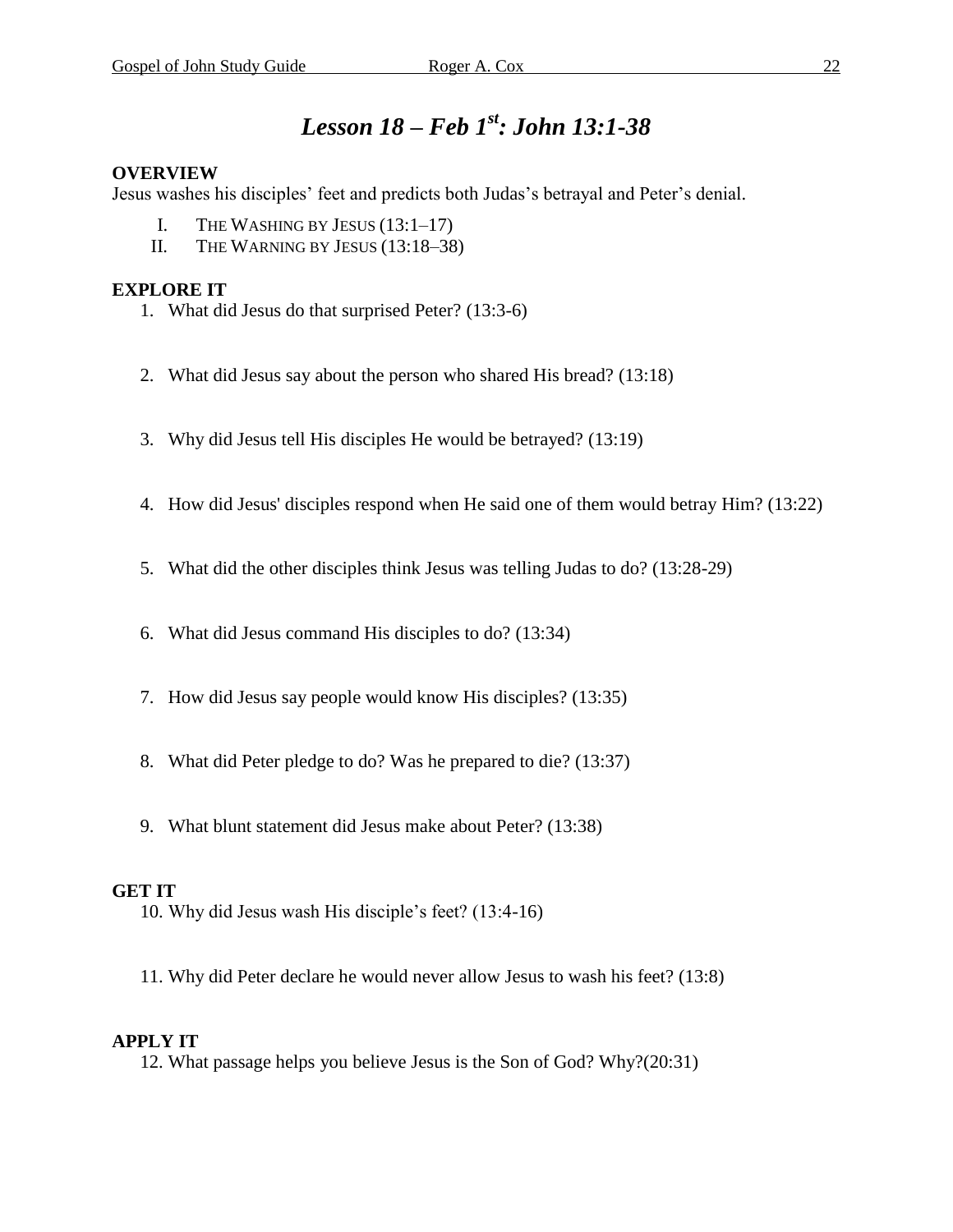# *Lesson 18 – Feb 1st: John 13:1-38*

**OVERVIEW**

Jesus washes his disciples' feet and predicts both Judas's betrayal and Peter's denial.

I. THE WASHING BY JESUS (13:1–17)
II. THE WARNING BY JESUS (13:18–38)

**EXPLORE IT**

1. What did Jesus do that surprised Peter? (13:3-6)

2. What did Jesus say about the person who shared His bread? (13:18)

3. Why did Jesus tell His disciples He would be betrayed? (13:19)

4. How did Jesus' disciples respond when He said one of them would betray Him? (13:22)

5. What did the other disciples think Jesus was telling Judas to do? (13:28-29)

6. What did Jesus command His disciples to do? (13:34)

7. How did Jesus say people would know His disciples? (13:35)

8. What did Peter pledge to do? Was he prepared to die? (13:37)

9. What blunt statement did Jesus make about Peter? (13:38)

**GET IT**

10. Why did Jesus wash His disciple's feet? (13:4-16)

11. Why did Peter declare he would never allow Jesus to wash his feet? (13:8)

**APPLY IT**

12. What passage helps you believe Jesus is the Son of God? Why?(20:31)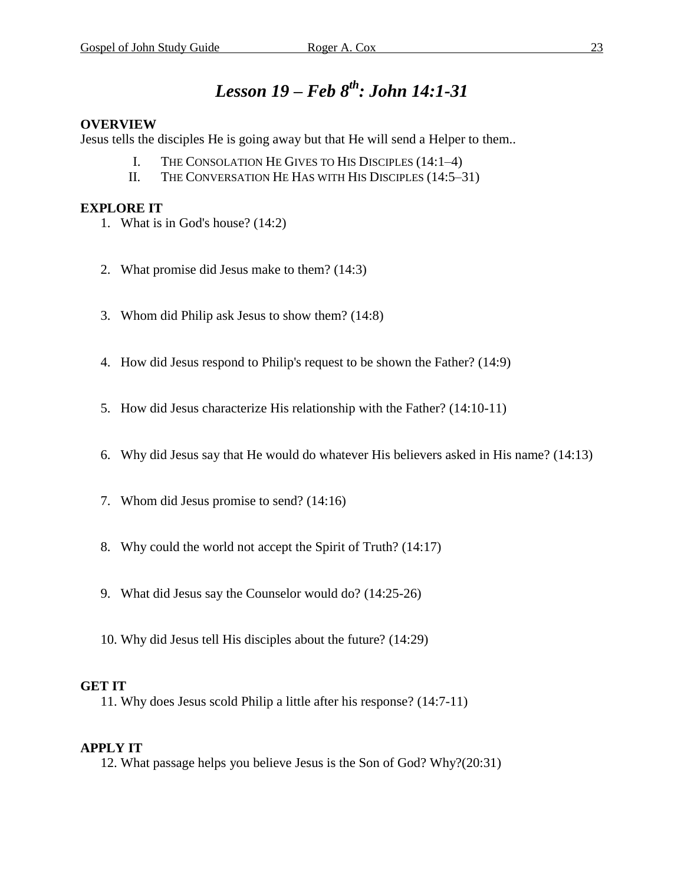# *Lesson 19 – Feb 8th: John 14:1-31*

**OVERVIEW**

Jesus tells the disciples He is going away but that He will send a Helper to them..

I. THE CONSOLATION HE GIVES TO HIS DISCIPLES (14:1–4)
II. THE CONVERSATION HE HAS WITH HIS DISCIPLES (14:5–31)

**EXPLORE IT**

1. What is in God's house? (14:2)

2. What promise did Jesus make to them? (14:3)

3. Whom did Philip ask Jesus to show them? (14:8)

4. How did Jesus respond to Philip's request to be shown the Father? (14:9)

5. How did Jesus characterize His relationship with the Father? (14:10-11)

6. Why did Jesus say that He would do whatever His believers asked in His name? (14:13)

7. Whom did Jesus promise to send? (14:16)

8. Why could the world not accept the Spirit of Truth? (14:17)

9. What did Jesus say the Counselor would do? (14:25-26)

10. Why did Jesus tell His disciples about the future? (14:29)

**GET IT**

11. Why does Jesus scold Philip a little after his response? (14:7-11)

**APPLY IT**

12. What passage helps you believe Jesus is the Son of God? Why?(20:31)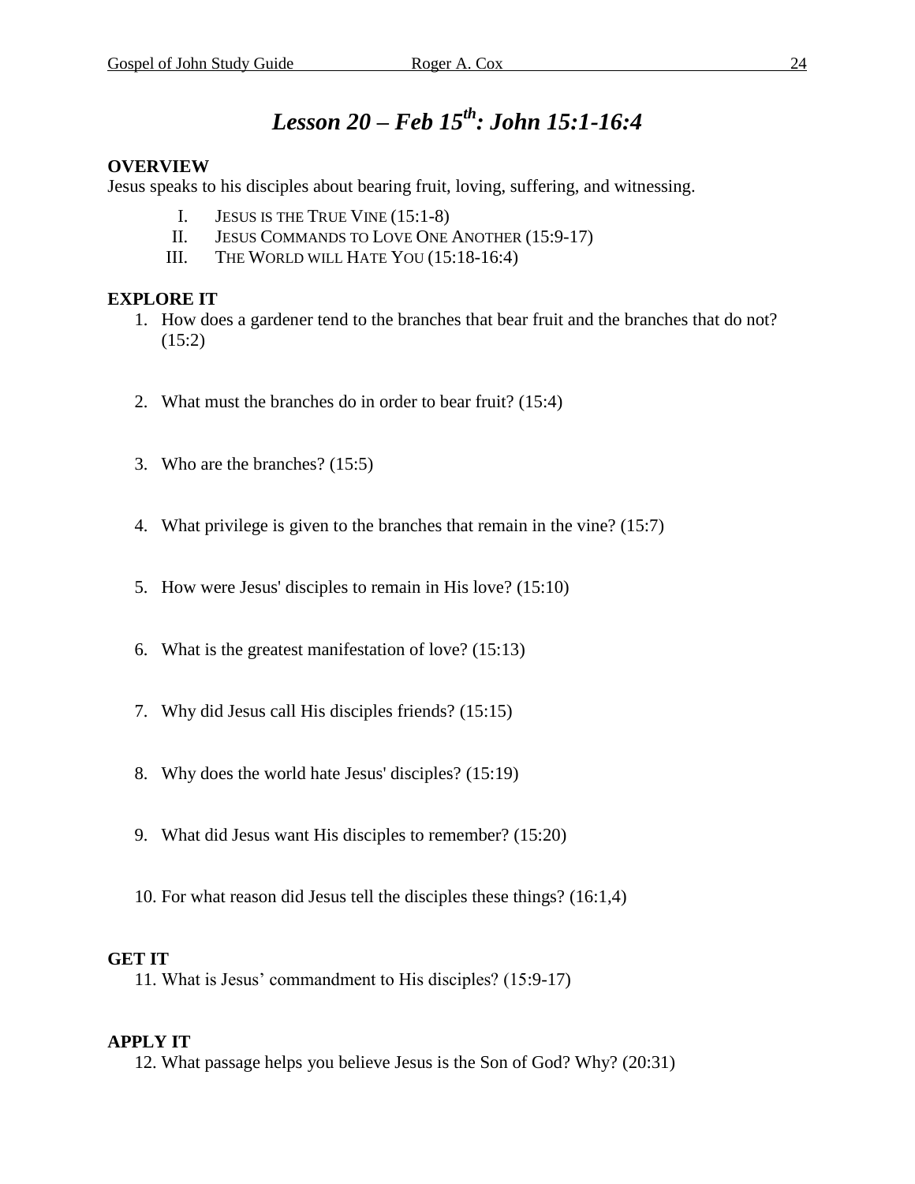# *Lesson 20 – Feb 15th: John 15:1-16:4*

**OVERVIEW**
Jesus speaks to his disciples about bearing fruit, loving, suffering, and witnessing.

I. JESUS IS THE TRUE VINE (15:1-8)
II. JESUS COMMANDS TO LOVE ONE ANOTHER (15:9-17)
III. THE WORLD WILL HATE YOU (15:18-16:4)

**EXPLORE IT**

1. How does a gardener tend to the branches that bear fruit and the branches that do not? (15:2)
2. What must the branches do in order to bear fruit? (15:4)
3. Who are the branches? (15:5)
4. What privilege is given to the branches that remain in the vine? (15:7)
5. How were Jesus' disciples to remain in His love? (15:10)
6. What is the greatest manifestation of love? (15:13)
7. Why did Jesus call His disciples friends? (15:15)
8. Why does the world hate Jesus' disciples? (15:19)
9. What did Jesus want His disciples to remember? (15:20)
10. For what reason did Jesus tell the disciples these things? (16:1,4)

**GET IT**

11. What is Jesus' commandment to His disciples? (15:9-17)

**APPLY IT**

12. What passage helps you believe Jesus is the Son of God? Why? (20:31)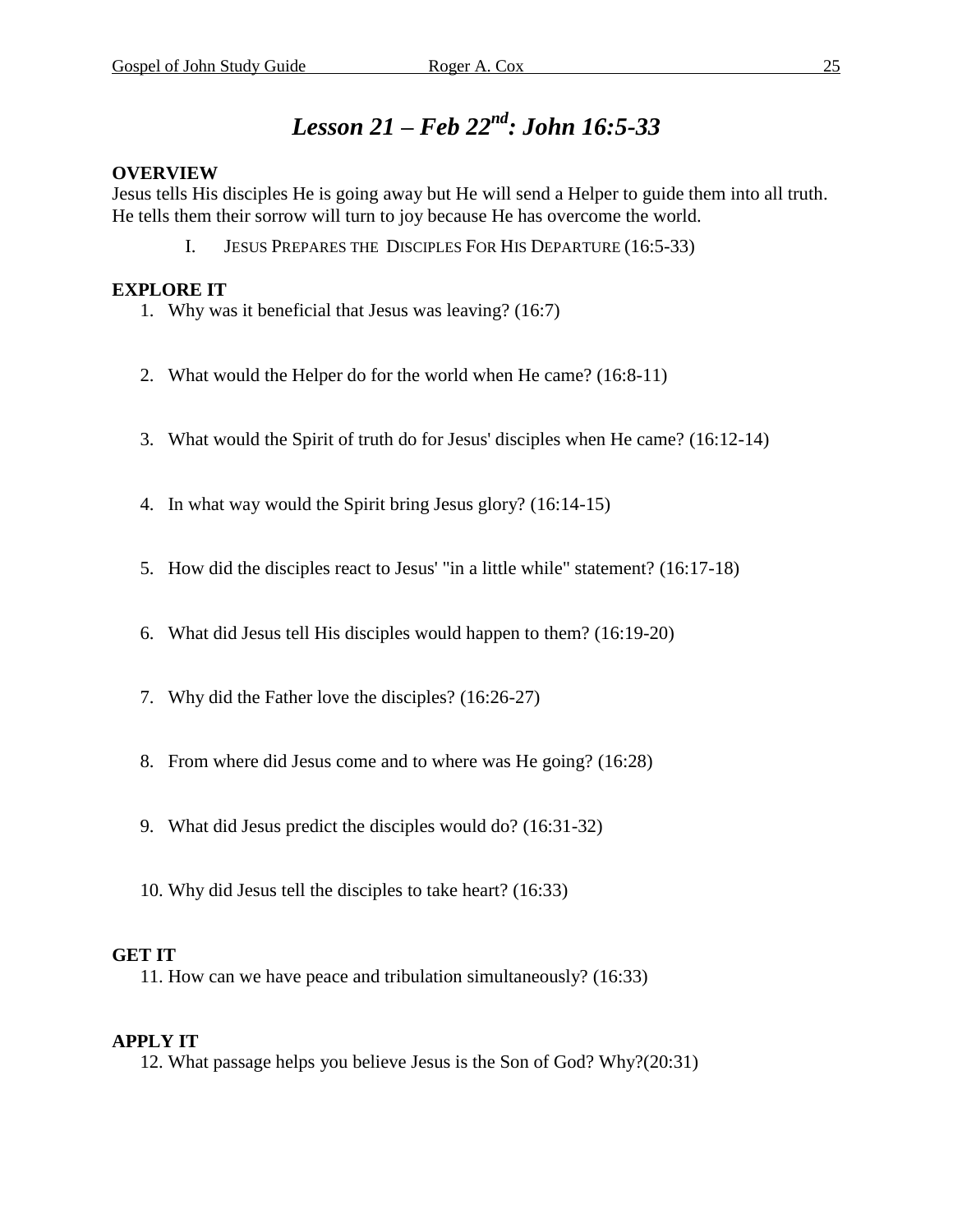# *Lesson 21 – Feb 22nd: John 16:5-33*

**OVERVIEW**

Jesus tells His disciples He is going away but He will send a Helper to guide them into all truth. He tells them their sorrow will turn to joy because He has overcome the world.

I. JESUS PREPARES THE DISCIPLES FOR HIS DEPARTURE (16:5-33)

**EXPLORE IT**

1. Why was it beneficial that Jesus was leaving? (16:7)
2. What would the Helper do for the world when He came? (16:8-11)
3. What would the Spirit of truth do for Jesus' disciples when He came? (16:12-14)
4. In what way would the Spirit bring Jesus glory? (16:14-15)
5. How did the disciples react to Jesus' "in a little while" statement? (16:17-18)
6. What did Jesus tell His disciples would happen to them? (16:19-20)
7. Why did the Father love the disciples? (16:26-27)
8. From where did Jesus come and to where was He going? (16:28)
9. What did Jesus predict the disciples would do? (16:31-32)
10. Why did Jesus tell the disciples to take heart? (16:33)

**GET IT**

11. How can we have peace and tribulation simultaneously? (16:33)

**APPLY IT**

12. What passage helps you believe Jesus is the Son of God? Why?(20:31)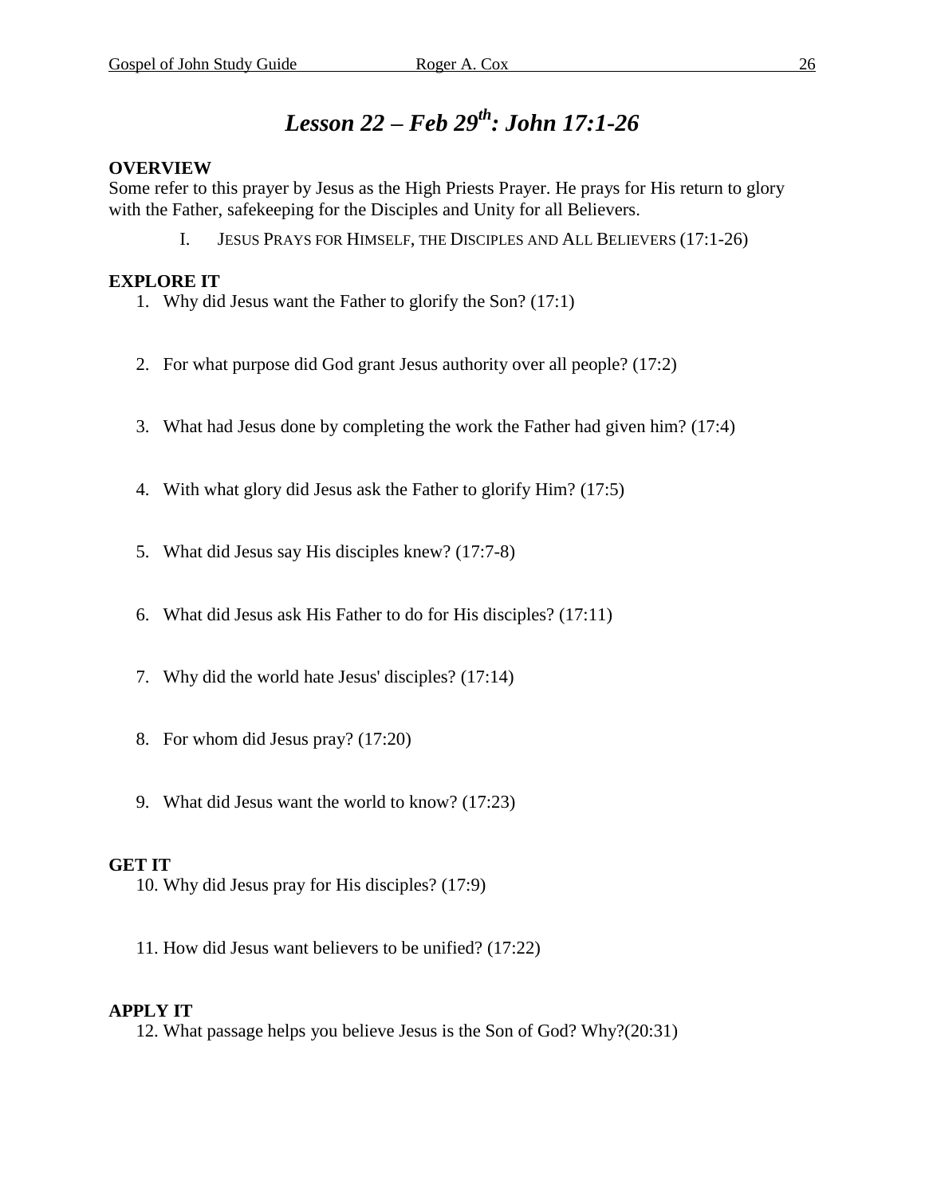# *Lesson 22 – Feb 29th: John 17:1-26*

**OVERVIEW**

Some refer to this prayer by Jesus as the High Priests Prayer. He prays for His return to glory with the Father, safekeeping for the Disciples and Unity for all Believers.

I. JESUS PRAYS FOR HIMSELF, THE DISCIPLES AND ALL BELIEVERS (17:1-26)

**EXPLORE IT**

1. Why did Jesus want the Father to glorify the Son? (17:1)
2. For what purpose did God grant Jesus authority over all people? (17:2)
3. What had Jesus done by completing the work the Father had given him? (17:4)
4. With what glory did Jesus ask the Father to glorify Him? (17:5)
5. What did Jesus say His disciples knew? (17:7-8)
6. What did Jesus ask His Father to do for His disciples? (17:11)
7. Why did the world hate Jesus' disciples? (17:14)
8. For whom did Jesus pray? (17:20)
9. What did Jesus want the world to know? (17:23)

**GET IT**

10. Why did Jesus pray for His disciples? (17:9)
11. How did Jesus want believers to be unified? (17:22)

**APPLY IT**

12. What passage helps you believe Jesus is the Son of God? Why?(20:31)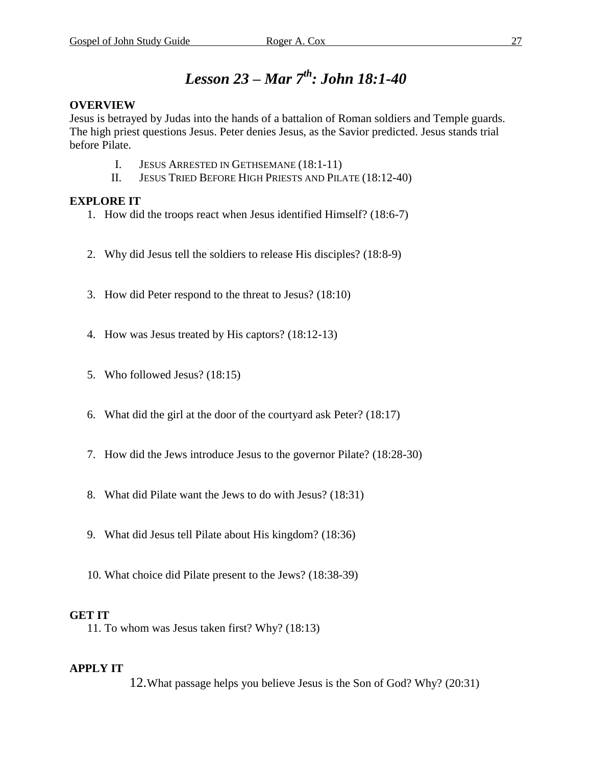# *Lesson 23 – Mar 7th: John 18:1-40*

**OVERVIEW**

Jesus is betrayed by Judas into the hands of a battalion of Roman soldiers and Temple guards. The high priest questions Jesus. Peter denies Jesus, as the Savior predicted. Jesus stands trial before Pilate.

I. JESUS ARRESTED IN GETHSEMANE (18:1-11)
II. JESUS TRIED BEFORE HIGH PRIESTS AND PILATE (18:12-40)

**EXPLORE IT**

1. How did the troops react when Jesus identified Himself? (18:6-7)
2. Why did Jesus tell the soldiers to release His disciples? (18:8-9)
3. How did Peter respond to the threat to Jesus? (18:10)
4. How was Jesus treated by His captors? (18:12-13)
5. Who followed Jesus? (18:15)
6. What did the girl at the door of the courtyard ask Peter? (18:17)
7. How did the Jews introduce Jesus to the governor Pilate? (18:28-30)
8. What did Pilate want the Jews to do with Jesus? (18:31)
9. What did Jesus tell Pilate about His kingdom? (18:36)
10. What choice did Pilate present to the Jews? (18:38-39)

**GET IT**

11. To whom was Jesus taken first? Why? (18:13)

**APPLY IT**

12. What passage helps you believe Jesus is the Son of God? Why? (20:31)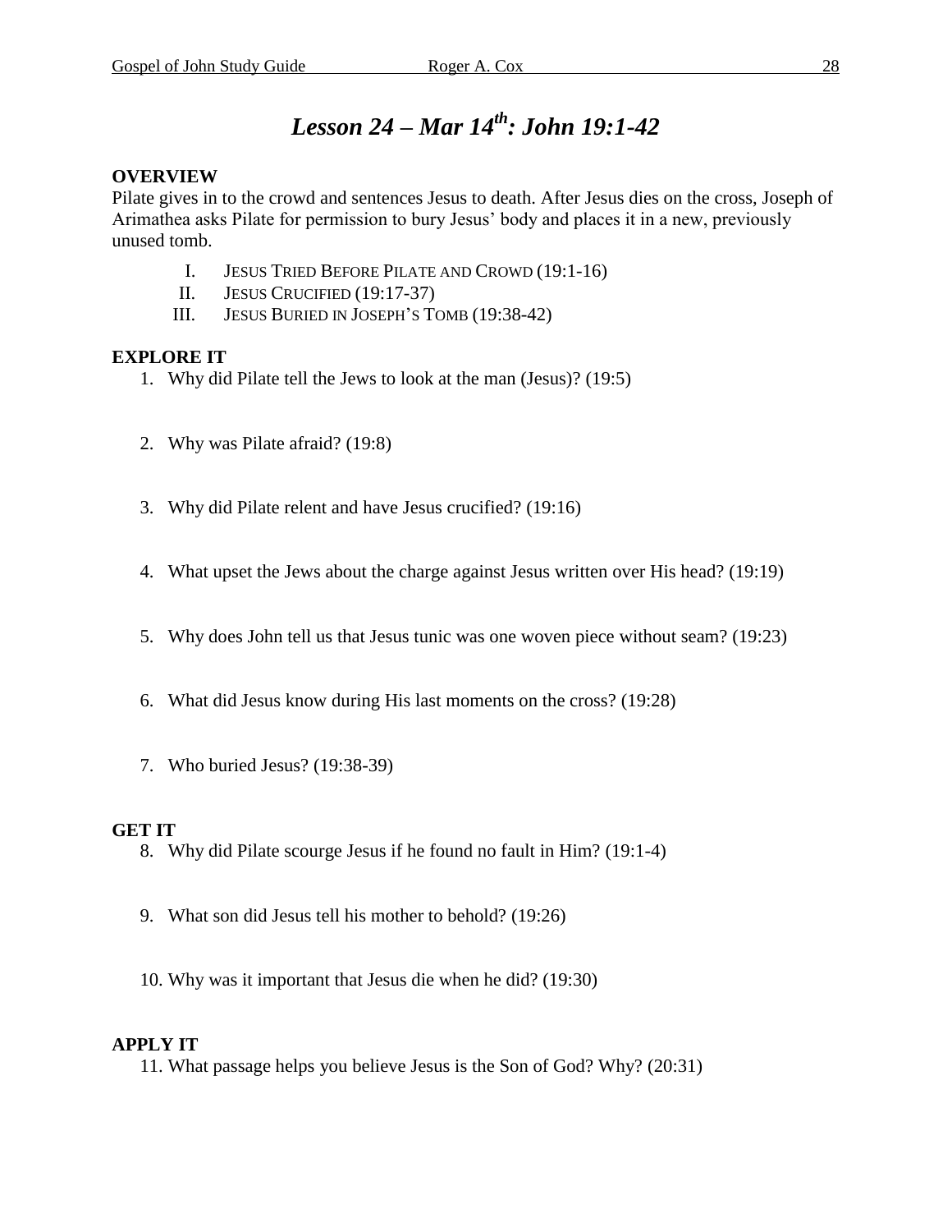# *Lesson 24 – Mar 14th: John 19:1-42*

**OVERVIEW**

Pilate gives in to the crowd and sentences Jesus to death. After Jesus dies on the cross, Joseph of Arimathea asks Pilate for permission to bury Jesus' body and places it in a new, previously unused tomb.

I. JESUS TRIED BEFORE PILATE AND CROWD (19:1-16)
II. JESUS CRUCIFIED (19:17-37)
III. JESUS BURIED IN JOSEPH'S TOMB (19:38-42)

**EXPLORE IT**

1. Why did Pilate tell the Jews to look at the man (Jesus)? (19:5)
2. Why was Pilate afraid? (19:8)
3. Why did Pilate relent and have Jesus crucified? (19:16)
4. What upset the Jews about the charge against Jesus written over His head? (19:19)
5. Why does John tell us that Jesus tunic was one woven piece without seam? (19:23)
6. What did Jesus know during His last moments on the cross? (19:28)
7. Who buried Jesus? (19:38-39)

**GET IT**

8. Why did Pilate scourge Jesus if he found no fault in Him? (19:1-4)
9. What son did Jesus tell his mother to behold? (19:26)
10. Why was it important that Jesus die when he did? (19:30)

**APPLY IT**

11. What passage helps you believe Jesus is the Son of God? Why? (20:31)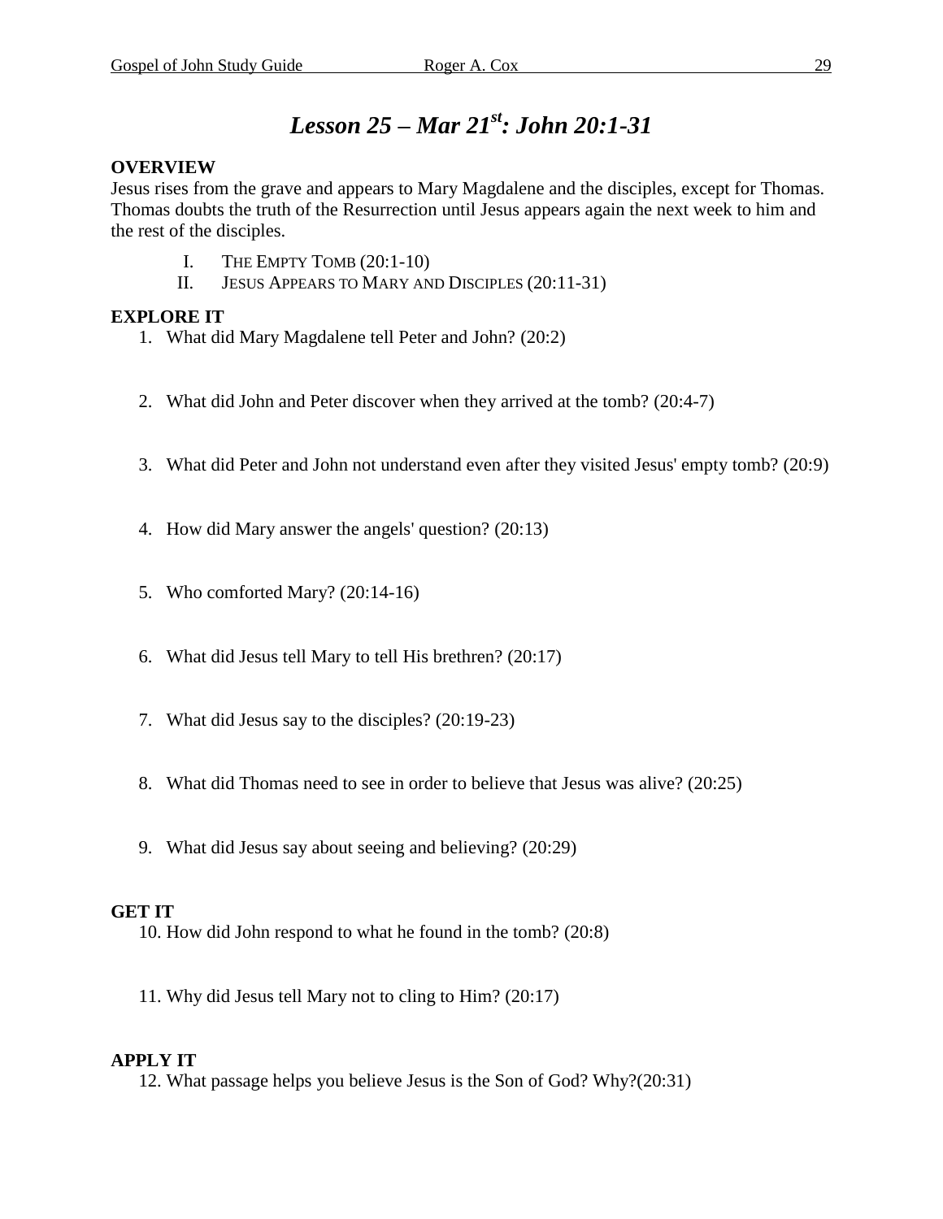# *Lesson 25 – Mar 21st: John 20:1-31*

**OVERVIEW**
Jesus rises from the grave and appears to Mary Magdalene and the disciples, except for Thomas. Thomas doubts the truth of the Resurrection until Jesus appears again the next week to him and the rest of the disciples.

I. THE EMPTY TOMB (20:1-10)
II. JESUS APPEARS TO MARY AND DISCIPLES (20:11-31)

**EXPLORE IT**

1. What did Mary Magdalene tell Peter and John? (20:2)
2. What did John and Peter discover when they arrived at the tomb? (20:4-7)
3. What did Peter and John not understand even after they visited Jesus' empty tomb? (20:9)
4. How did Mary answer the angels' question? (20:13)
5. Who comforted Mary? (20:14-16)
6. What did Jesus tell Mary to tell His brethren? (20:17)
7. What did Jesus say to the disciples? (20:19-23)
8. What did Thomas need to see in order to believe that Jesus was alive? (20:25)
9. What did Jesus say about seeing and believing? (20:29)

**GET IT**

10. How did John respond to what he found in the tomb? (20:8)
11. Why did Jesus tell Mary not to cling to Him? (20:17)

**APPLY IT**

12. What passage helps you believe Jesus is the Son of God? Why?(20:31)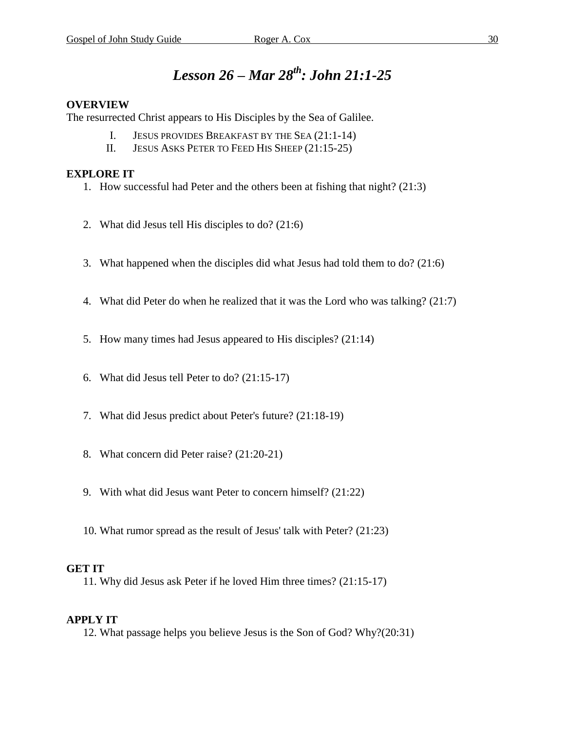# *Lesson 26 – Mar 28th: John 21:1-25*

**OVERVIEW**

The resurrected Christ appears to His Disciples by the Sea of Galilee.

I. JESUS PROVIDES BREAKFAST BY THE SEA (21:1-14)
II. JESUS ASKS PETER TO FEED HIS SHEEP (21:15-25)

**EXPLORE IT**

1. How successful had Peter and the others been at fishing that night? (21:3)
2. What did Jesus tell His disciples to do? (21:6)
3. What happened when the disciples did what Jesus had told them to do? (21:6)
4. What did Peter do when he realized that it was the Lord who was talking? (21:7)
5. How many times had Jesus appeared to His disciples? (21:14)
6. What did Jesus tell Peter to do? (21:15-17)
7. What did Jesus predict about Peter's future? (21:18-19)
8. What concern did Peter raise? (21:20-21)
9. With what did Jesus want Peter to concern himself? (21:22)
10. What rumor spread as the result of Jesus' talk with Peter? (21:23)

**GET IT**

11. Why did Jesus ask Peter if he loved Him three times? (21:15-17)

**APPLY IT**

12. What passage helps you believe Jesus is the Son of God? Why?(20:31)